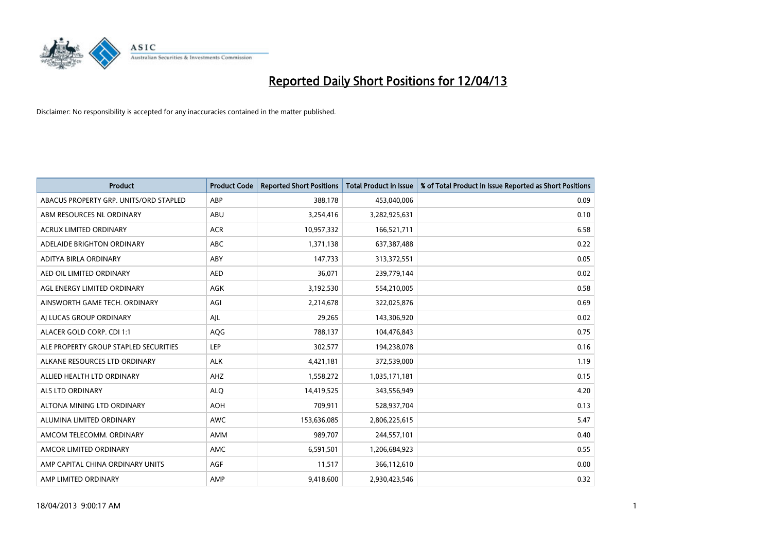# Reported Daily Short Positions for 12/04/13

Disclaimer: No responsibility is accepted for any inaccuracies contained in the matter published.

| Product | Product Code | Reported Short Positions | Total Product in Issue | % of Total Product in Issue Reported as Short Positions |
|---|---|---|---|---|
| ABACUS PROPERTY GRP. UNITS/ORD STAPLED | ABP | 388,178 | 453,040,006 | 0.09 |
| ABM RESOURCES NL ORDINARY | ABU | 3,254,416 | 3,282,925,631 | 0.10 |
| ACRUX LIMITED ORDINARY | ACR | 10,957,332 | 166,521,711 | 6.58 |
| ADELAIDE BRIGHTON ORDINARY | ABC | 1,371,138 | 637,387,488 | 0.22 |
| ADITYA BIRLA ORDINARY | ABY | 147,733 | 313,372,551 | 0.05 |
| AED OIL LIMITED ORDINARY | AED | 36,071 | 239,779,144 | 0.02 |
| AGL ENERGY LIMITED ORDINARY | AGK | 3,192,530 | 554,210,005 | 0.58 |
| AINSWORTH GAME TECH. ORDINARY | AGI | 2,214,678 | 322,025,876 | 0.69 |
| AJ LUCAS GROUP ORDINARY | AJL | 29,265 | 143,306,920 | 0.02 |
| ALACER GOLD CORP. CDI 1:1 | AQG | 788,137 | 104,476,843 | 0.75 |
| ALE PROPERTY GROUP STAPLED SECURITIES | LEP | 302,577 | 194,238,078 | 0.16 |
| ALKANE RESOURCES LTD ORDINARY | ALK | 4,421,181 | 372,539,000 | 1.19 |
| ALLIED HEALTH LTD ORDINARY | AHZ | 1,558,272 | 1,035,171,181 | 0.15 |
| ALS LTD ORDINARY | ALQ | 14,419,525 | 343,556,949 | 4.20 |
| ALTONA MINING LTD ORDINARY | AOH | 709,911 | 528,937,704 | 0.13 |
| ALUMINA LIMITED ORDINARY | AWC | 153,636,085 | 2,806,225,615 | 5.47 |
| AMCOM TELECOMM. ORDINARY | AMM | 989,707 | 244,557,101 | 0.40 |
| AMCOR LIMITED ORDINARY | AMC | 6,591,501 | 1,206,684,923 | 0.55 |
| AMP CAPITAL CHINA ORDINARY UNITS | AGF | 11,517 | 366,112,610 | 0.00 |
| AMP LIMITED ORDINARY | AMP | 9,418,600 | 2,930,423,546 | 0.32 |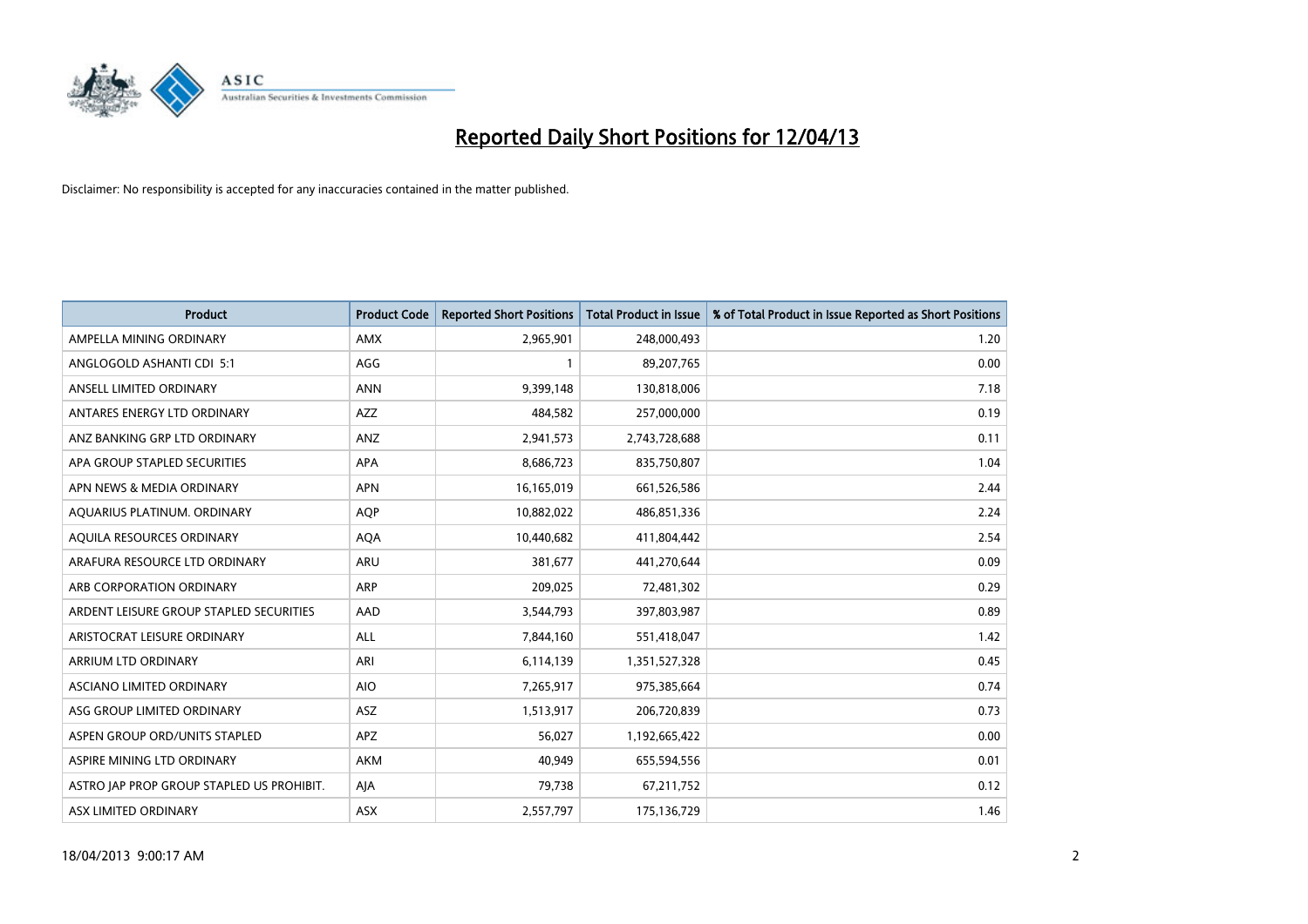# Reported Daily Short Positions for 12/04/13

Disclaimer: No responsibility is accepted for any inaccuracies contained in the matter published.

| Product | Product Code | Reported Short Positions | Total Product in Issue | % of Total Product in Issue Reported as Short Positions |
|---|---|---|---|---|
| AMPELLA MINING ORDINARY | AMX | 2,965,901 | 248,000,493 | 1.20 |
| ANGLOGOLD ASHANTI CDI 5:1 | AGG | 1 | 89,207,765 | 0.00 |
| ANSELL LIMITED ORDINARY | ANN | 9,399,148 | 130,818,006 | 7.18 |
| ANTARES ENERGY LTD ORDINARY | AZZ | 484,582 | 257,000,000 | 0.19 |
| ANZ BANKING GRP LTD ORDINARY | ANZ | 2,941,573 | 2,743,728,688 | 0.11 |
| APA GROUP STAPLED SECURITIES | APA | 8,686,723 | 835,750,807 | 1.04 |
| APN NEWS & MEDIA ORDINARY | APN | 16,165,019 | 661,526,586 | 2.44 |
| AQUARIUS PLATINUM. ORDINARY | AQP | 10,882,022 | 486,851,336 | 2.24 |
| AQUILA RESOURCES ORDINARY | AQA | 10,440,682 | 411,804,442 | 2.54 |
| ARAFURA RESOURCE LTD ORDINARY | ARU | 381,677 | 441,270,644 | 0.09 |
| ARB CORPORATION ORDINARY | ARP | 209,025 | 72,481,302 | 0.29 |
| ARDENT LEISURE GROUP STAPLED SECURITIES | AAD | 3,544,793 | 397,803,987 | 0.89 |
| ARISTOCRAT LEISURE ORDINARY | ALL | 7,844,160 | 551,418,047 | 1.42 |
| ARRIUM LTD ORDINARY | ARI | 6,114,139 | 1,351,527,328 | 0.45 |
| ASCIANO LIMITED ORDINARY | AIO | 7,265,917 | 975,385,664 | 0.74 |
| ASG GROUP LIMITED ORDINARY | ASZ | 1,513,917 | 206,720,839 | 0.73 |
| ASPEN GROUP ORD/UNITS STAPLED | APZ | 56,027 | 1,192,665,422 | 0.00 |
| ASPIRE MINING LTD ORDINARY | AKM | 40,949 | 655,594,556 | 0.01 |
| ASTRO JAP PROP GROUP STAPLED US PROHIBIT. | AJA | 79,738 | 67,211,752 | 0.12 |
| ASX LIMITED ORDINARY | ASX | 2,557,797 | 175,136,729 | 1.46 |

18/04/2013 9:00:17 AM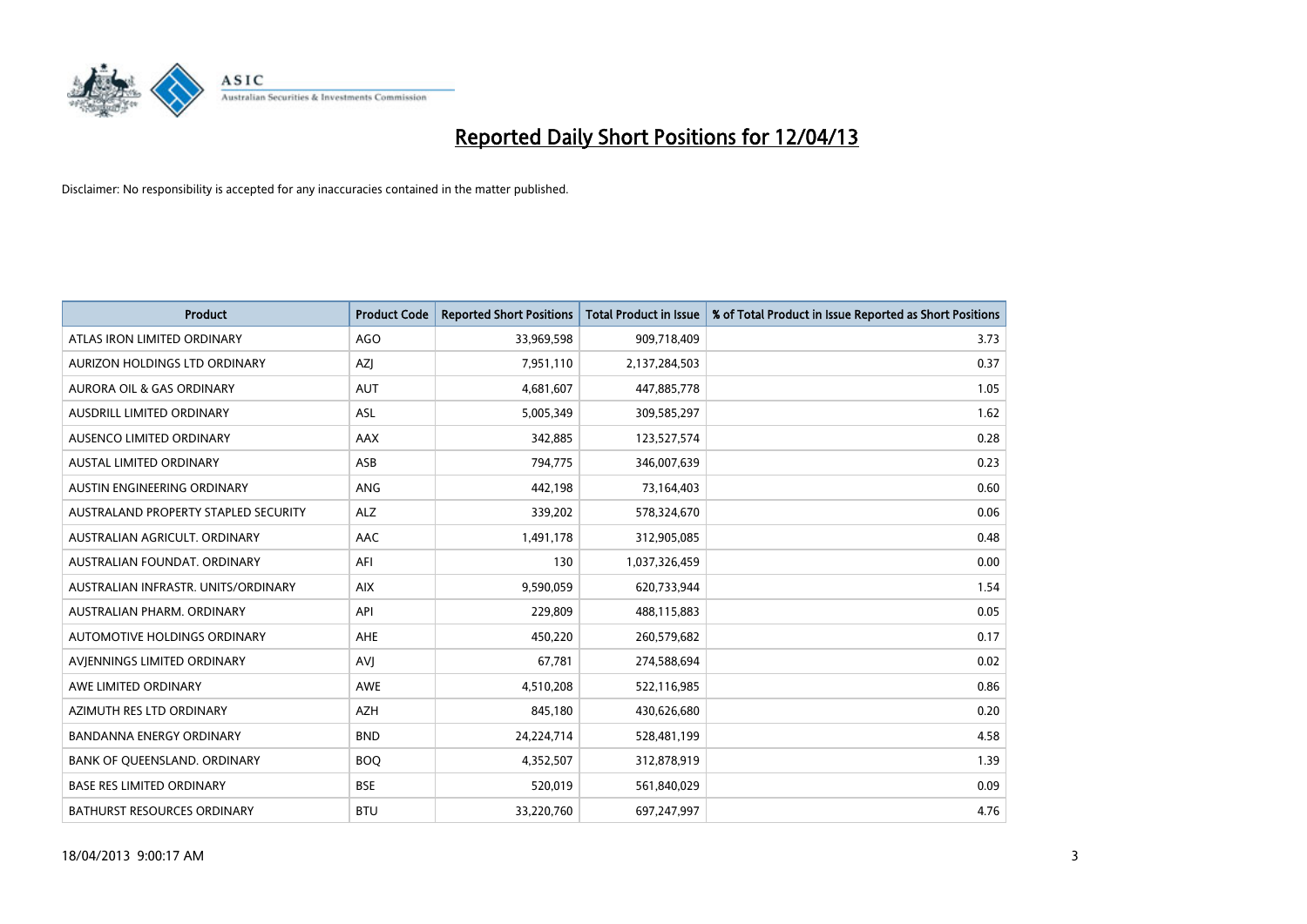# Reported Daily Short Positions for 12/04/13

Disclaimer: No responsibility is accepted for any inaccuracies contained in the matter published.

| Product | Product Code | Reported Short Positions | Total Product in Issue | % of Total Product in Issue Reported as Short Positions |
|---|---|---|---|---|
| ATLAS IRON LIMITED ORDINARY | AGO | 33,969,598 | 909,718,409 | 3.73 |
| AURIZON HOLDINGS LTD ORDINARY | AZJ | 7,951,110 | 2,137,284,503 | 0.37 |
| AURORA OIL & GAS ORDINARY | AUT | 4,681,607 | 447,885,778 | 1.05 |
| AUSDRILL LIMITED ORDINARY | ASL | 5,005,349 | 309,585,297 | 1.62 |
| AUSENCO LIMITED ORDINARY | AAX | 342,885 | 123,527,574 | 0.28 |
| AUSTAL LIMITED ORDINARY | ASB | 794,775 | 346,007,639 | 0.23 |
| AUSTIN ENGINEERING ORDINARY | ANG | 442,198 | 73,164,403 | 0.60 |
| AUSTRALAND PROPERTY STAPLED SECURITY | ALZ | 339,202 | 578,324,670 | 0.06 |
| AUSTRALIAN AGRICULT. ORDINARY | AAC | 1,491,178 | 312,905,085 | 0.48 |
| AUSTRALIAN FOUNDAT. ORDINARY | AFI | 130 | 1,037,326,459 | 0.00 |
| AUSTRALIAN INFRASTR. UNITS/ORDINARY | AIX | 9,590,059 | 620,733,944 | 1.54 |
| AUSTRALIAN PHARM. ORDINARY | API | 229,809 | 488,115,883 | 0.05 |
| AUTOMOTIVE HOLDINGS ORDINARY | AHE | 450,220 | 260,579,682 | 0.17 |
| AVJENNINGS LIMITED ORDINARY | AVJ | 67,781 | 274,588,694 | 0.02 |
| AWE LIMITED ORDINARY | AWE | 4,510,208 | 522,116,985 | 0.86 |
| AZIMUTH RES LTD ORDINARY | AZH | 845,180 | 430,626,680 | 0.20 |
| BANDANNA ENERGY ORDINARY | BND | 24,224,714 | 528,481,199 | 4.58 |
| BANK OF QUEENSLAND. ORDINARY | BOQ | 4,352,507 | 312,878,919 | 1.39 |
| BASE RES LIMITED ORDINARY | BSE | 520,019 | 561,840,029 | 0.09 |
| BATHURST RESOURCES ORDINARY | BTU | 33,220,760 | 697,247,997 | 4.76 |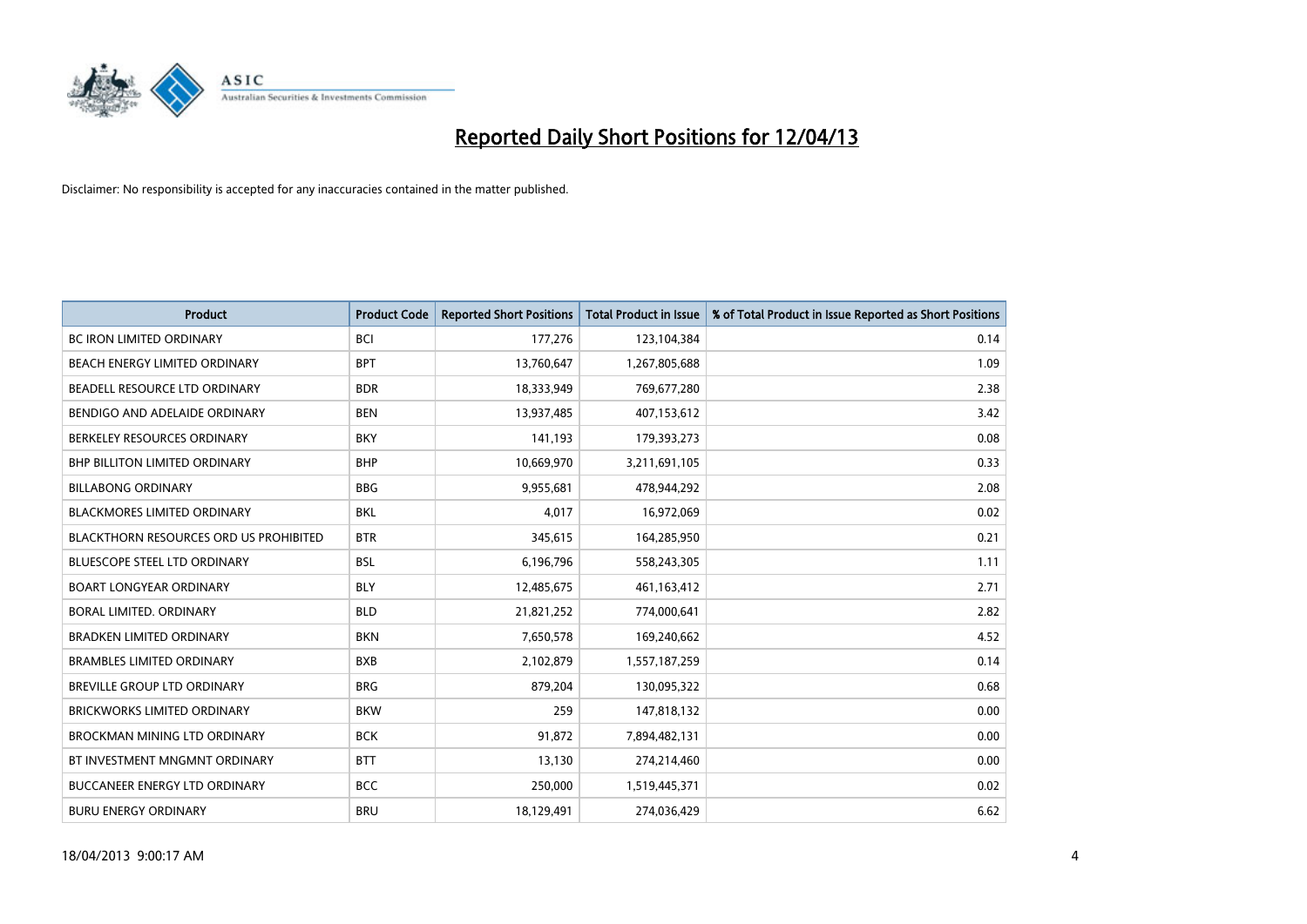# Reported Daily Short Positions for 12/04/13

Disclaimer: No responsibility is accepted for any inaccuracies contained in the matter published.

| Product | Product Code | Reported Short Positions | Total Product in Issue | % of Total Product in Issue Reported as Short Positions |
|---|---|---|---|---|
| BC IRON LIMITED ORDINARY | BCI | 177,276 | 123,104,384 | 0.14 |
| BEACH ENERGY LIMITED ORDINARY | BPT | 13,760,647 | 1,267,805,688 | 1.09 |
| BEADELL RESOURCE LTD ORDINARY | BDR | 18,333,949 | 769,677,280 | 2.38 |
| BENDIGO AND ADELAIDE ORDINARY | BEN | 13,937,485 | 407,153,612 | 3.42 |
| BERKELEY RESOURCES ORDINARY | BKY | 141,193 | 179,393,273 | 0.08 |
| BHP BILLITON LIMITED ORDINARY | BHP | 10,669,970 | 3,211,691,105 | 0.33 |
| BILLABONG ORDINARY | BBG | 9,955,681 | 478,944,292 | 2.08 |
| BLACKMORES LIMITED ORDINARY | BKL | 4,017 | 16,972,069 | 0.02 |
| BLACKTHORN RESOURCES ORD US PROHIBITED | BTR | 345,615 | 164,285,950 | 0.21 |
| BLUESCOPE STEEL LTD ORDINARY | BSL | 6,196,796 | 558,243,305 | 1.11 |
| BOART LONGYEAR ORDINARY | BLY | 12,485,675 | 461,163,412 | 2.71 |
| BORAL LIMITED. ORDINARY | BLD | 21,821,252 | 774,000,641 | 2.82 |
| BRADKEN LIMITED ORDINARY | BKN | 7,650,578 | 169,240,662 | 4.52 |
| BRAMBLES LIMITED ORDINARY | BXB | 2,102,879 | 1,557,187,259 | 0.14 |
| BREVILLE GROUP LTD ORDINARY | BRG | 879,204 | 130,095,322 | 0.68 |
| BRICKWORKS LIMITED ORDINARY | BKW | 259 | 147,818,132 | 0.00 |
| BROCKMAN MINING LTD ORDINARY | BCK | 91,872 | 7,894,482,131 | 0.00 |
| BT INVESTMENT MNGMNT ORDINARY | BTT | 13,130 | 274,214,460 | 0.00 |
| BUCCANEER ENERGY LTD ORDINARY | BCC | 250,000 | 1,519,445,371 | 0.02 |
| BURU ENERGY ORDINARY | BRU | 18,129,491 | 274,036,429 | 6.62 |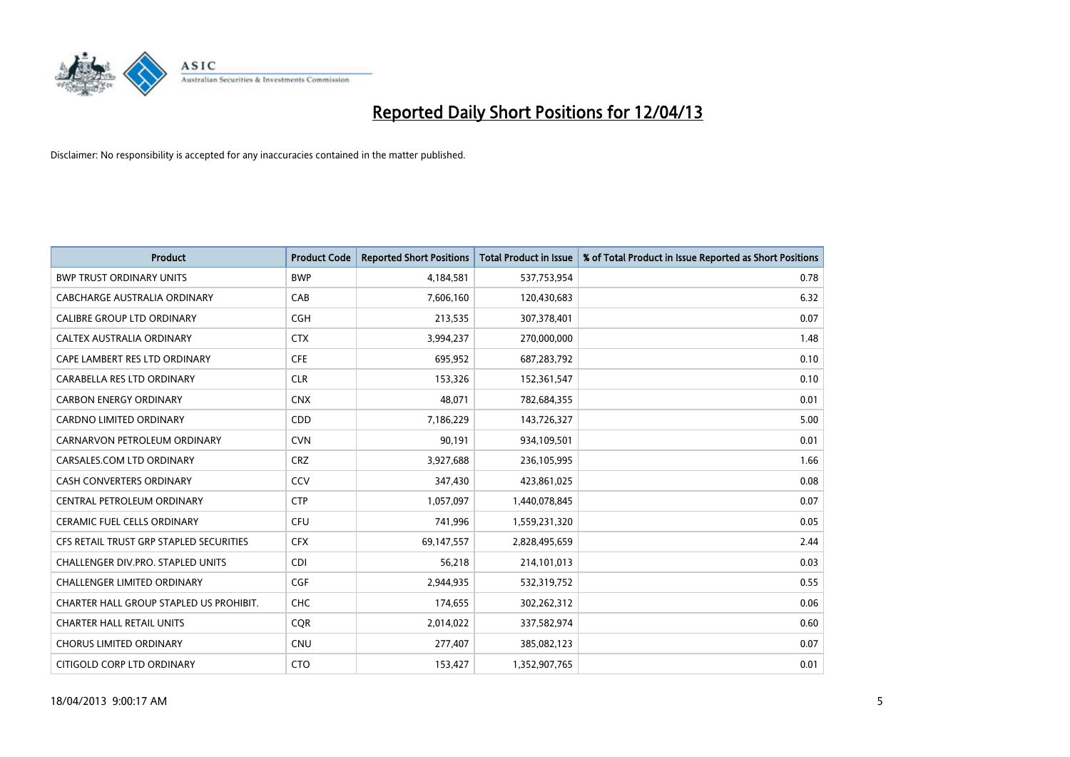# Reported Daily Short Positions for 12/04/13

Disclaimer: No responsibility is accepted for any inaccuracies contained in the matter published.

| Product | Product Code | Reported Short Positions | Total Product in Issue | % of Total Product in Issue Reported as Short Positions |
|---|---|---|---|---|
| BWP TRUST ORDINARY UNITS | BWP | 4,184,581 | 537,753,954 | 0.78 |
| CABCHARGE AUSTRALIA ORDINARY | CAB | 7,606,160 | 120,430,683 | 6.32 |
| CALIBRE GROUP LTD ORDINARY | CGH | 213,535 | 307,378,401 | 0.07 |
| CALTEX AUSTRALIA ORDINARY | CTX | 3,994,237 | 270,000,000 | 1.48 |
| CAPE LAMBERT RES LTD ORDINARY | CFE | 695,952 | 687,283,792 | 0.10 |
| CARABELLA RES LTD ORDINARY | CLR | 153,326 | 152,361,547 | 0.10 |
| CARBON ENERGY ORDINARY | CNX | 48,071 | 782,684,355 | 0.01 |
| CARDNO LIMITED ORDINARY | CDD | 7,186,229 | 143,726,327 | 5.00 |
| CARNARVON PETROLEUM ORDINARY | CVN | 90,191 | 934,109,501 | 0.01 |
| CARSALES.COM LTD ORDINARY | CRZ | 3,927,688 | 236,105,995 | 1.66 |
| CASH CONVERTERS ORDINARY | CCV | 347,430 | 423,861,025 | 0.08 |
| CENTRAL PETROLEUM ORDINARY | CTP | 1,057,097 | 1,440,078,845 | 0.07 |
| CERAMIC FUEL CELLS ORDINARY | CFU | 741,996 | 1,559,231,320 | 0.05 |
| CFS RETAIL TRUST GRP STAPLED SECURITIES | CFX | 69,147,557 | 2,828,495,659 | 2.44 |
| CHALLENGER DIV.PRO. STAPLED UNITS | CDI | 56,218 | 214,101,013 | 0.03 |
| CHALLENGER LIMITED ORDINARY | CGF | 2,944,935 | 532,319,752 | 0.55 |
| CHARTER HALL GROUP STAPLED US PROHIBIT. | CHC | 174,655 | 302,262,312 | 0.06 |
| CHARTER HALL RETAIL UNITS | CQR | 2,014,022 | 337,582,974 | 0.60 |
| CHORUS LIMITED ORDINARY | CNU | 277,407 | 385,082,123 | 0.07 |
| CITIGOLD CORP LTD ORDINARY | CTO | 153,427 | 1,352,907,765 | 0.01 |

18/04/2013 9:00:17 AM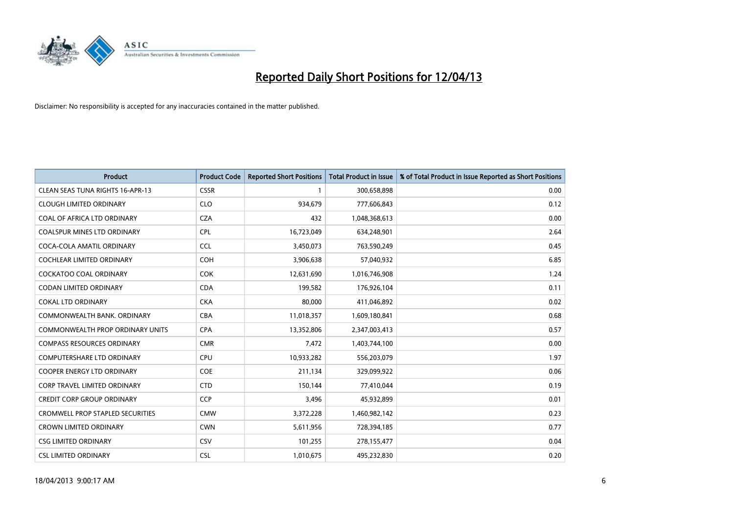# Reported Daily Short Positions for 12/04/13

Disclaimer: No responsibility is accepted for any inaccuracies contained in the matter published.

| Product | Product Code | Reported Short Positions | Total Product in Issue | % of Total Product in Issue Reported as Short Positions |
|---|---|---|---|---|
| CLEAN SEAS TUNA RIGHTS 16-APR-13 | CSSR | 1 | 300,658,898 | 0.00 |
| CLOUGH LIMITED ORDINARY | CLO | 934,679 | 777,606,843 | 0.12 |
| COAL OF AFRICA LTD ORDINARY | CZA | 432 | 1,048,368,613 | 0.00 |
| COALSPUR MINES LTD ORDINARY | CPL | 16,723,049 | 634,248,901 | 2.64 |
| COCA-COLA AMATIL ORDINARY | CCL | 3,450,073 | 763,590,249 | 0.45 |
| COCHLEAR LIMITED ORDINARY | COH | 3,906,638 | 57,040,932 | 6.85 |
| COCKATOO COAL ORDINARY | COK | 12,631,690 | 1,016,746,908 | 1.24 |
| CODAN LIMITED ORDINARY | CDA | 199,582 | 176,926,104 | 0.11 |
| COKAL LTD ORDINARY | CKA | 80,000 | 411,046,892 | 0.02 |
| COMMONWEALTH BANK. ORDINARY | CBA | 11,018,357 | 1,609,180,841 | 0.68 |
| COMMONWEALTH PROP ORDINARY UNITS | CPA | 13,352,806 | 2,347,003,413 | 0.57 |
| COMPASS RESOURCES ORDINARY | CMR | 7,472 | 1,403,744,100 | 0.00 |
| COMPUTERSHARE LTD ORDINARY | CPU | 10,933,282 | 556,203,079 | 1.97 |
| COOPER ENERGY LTD ORDINARY | COE | 211,134 | 329,099,922 | 0.06 |
| CORP TRAVEL LIMITED ORDINARY | CTD | 150,144 | 77,410,044 | 0.19 |
| CREDIT CORP GROUP ORDINARY | CCP | 3,496 | 45,932,899 | 0.01 |
| CROMWELL PROP STAPLED SECURITIES | CMW | 3,372,228 | 1,460,982,142 | 0.23 |
| CROWN LIMITED ORDINARY | CWN | 5,611,956 | 728,394,185 | 0.77 |
| CSG LIMITED ORDINARY | CSV | 101,255 | 278,155,477 | 0.04 |
| CSL LIMITED ORDINARY | CSL | 1,010,675 | 495,232,830 | 0.20 |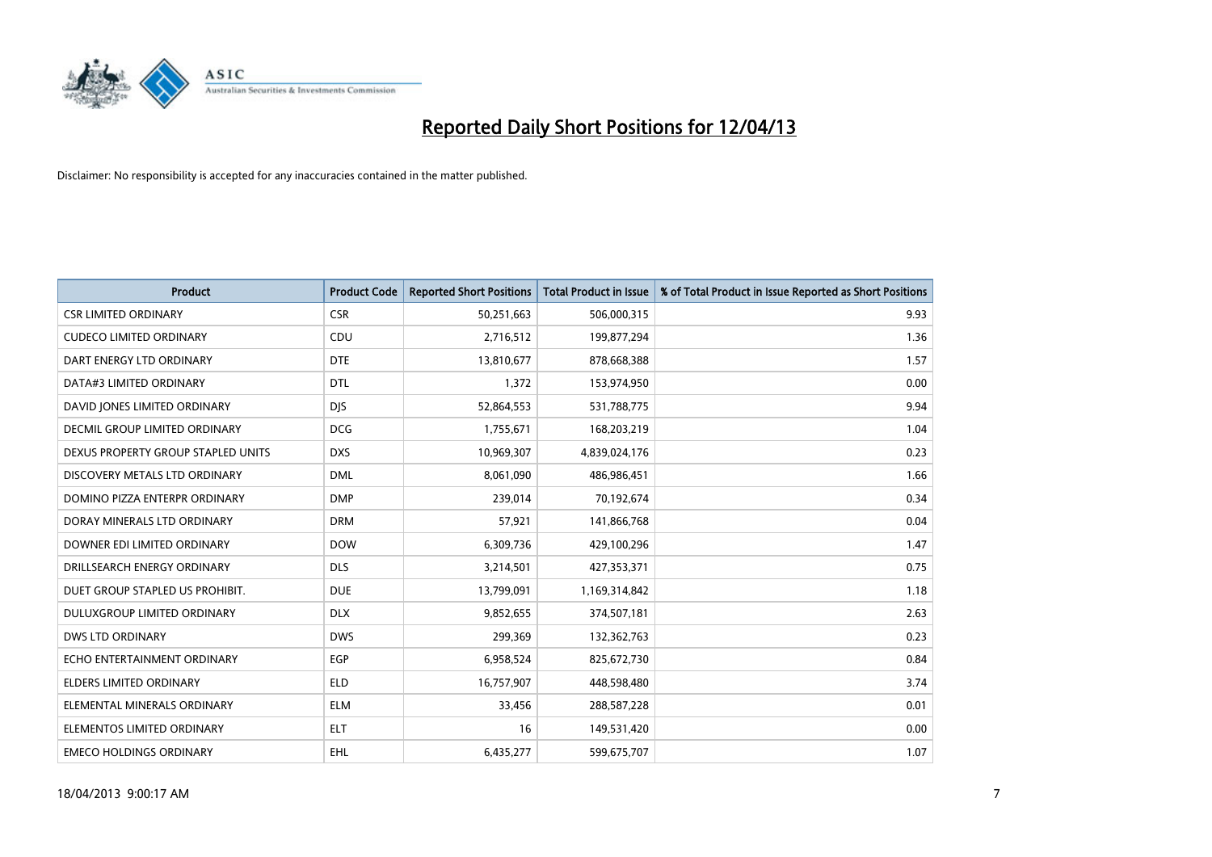# Reported Daily Short Positions for 12/04/13

Disclaimer: No responsibility is accepted for any inaccuracies contained in the matter published.

| Product | Product Code | Reported Short Positions | Total Product in Issue | % of Total Product in Issue Reported as Short Positions |
|---|---|---|---|---|
| CSR LIMITED ORDINARY | CSR | 50,251,663 | 506,000,315 | 9.93 |
| CUDECO LIMITED ORDINARY | CDU | 2,716,512 | 199,877,294 | 1.36 |
| DART ENERGY LTD ORDINARY | DTE | 13,810,677 | 878,668,388 | 1.57 |
| DATA#3 LIMITED ORDINARY | DTL | 1,372 | 153,974,950 | 0.00 |
| DAVID JONES LIMITED ORDINARY | DJS | 52,864,553 | 531,788,775 | 9.94 |
| DECMIL GROUP LIMITED ORDINARY | DCG | 1,755,671 | 168,203,219 | 1.04 |
| DEXUS PROPERTY GROUP STAPLED UNITS | DXS | 10,969,307 | 4,839,024,176 | 0.23 |
| DISCOVERY METALS LTD ORDINARY | DML | 8,061,090 | 486,986,451 | 1.66 |
| DOMINO PIZZA ENTERPR ORDINARY | DMP | 239,014 | 70,192,674 | 0.34 |
| DORAY MINERALS LTD ORDINARY | DRM | 57,921 | 141,866,768 | 0.04 |
| DOWNER EDI LIMITED ORDINARY | DOW | 6,309,736 | 429,100,296 | 1.47 |
| DRILLSEARCH ENERGY ORDINARY | DLS | 3,214,501 | 427,353,371 | 0.75 |
| DUET GROUP STAPLED US PROHIBIT. | DUE | 13,799,091 | 1,169,314,842 | 1.18 |
| DULUXGROUP LIMITED ORDINARY | DLX | 9,852,655 | 374,507,181 | 2.63 |
| DWS LTD ORDINARY | DWS | 299,369 | 132,362,763 | 0.23 |
| ECHO ENTERTAINMENT ORDINARY | EGP | 6,958,524 | 825,672,730 | 0.84 |
| ELDERS LIMITED ORDINARY | ELD | 16,757,907 | 448,598,480 | 3.74 |
| ELEMENTAL MINERALS ORDINARY | ELM | 33,456 | 288,587,228 | 0.01 |
| ELEMENTOS LIMITED ORDINARY | ELT | 16 | 149,531,420 | 0.00 |
| EMECO HOLDINGS ORDINARY | EHL | 6,435,277 | 599,675,707 | 1.07 |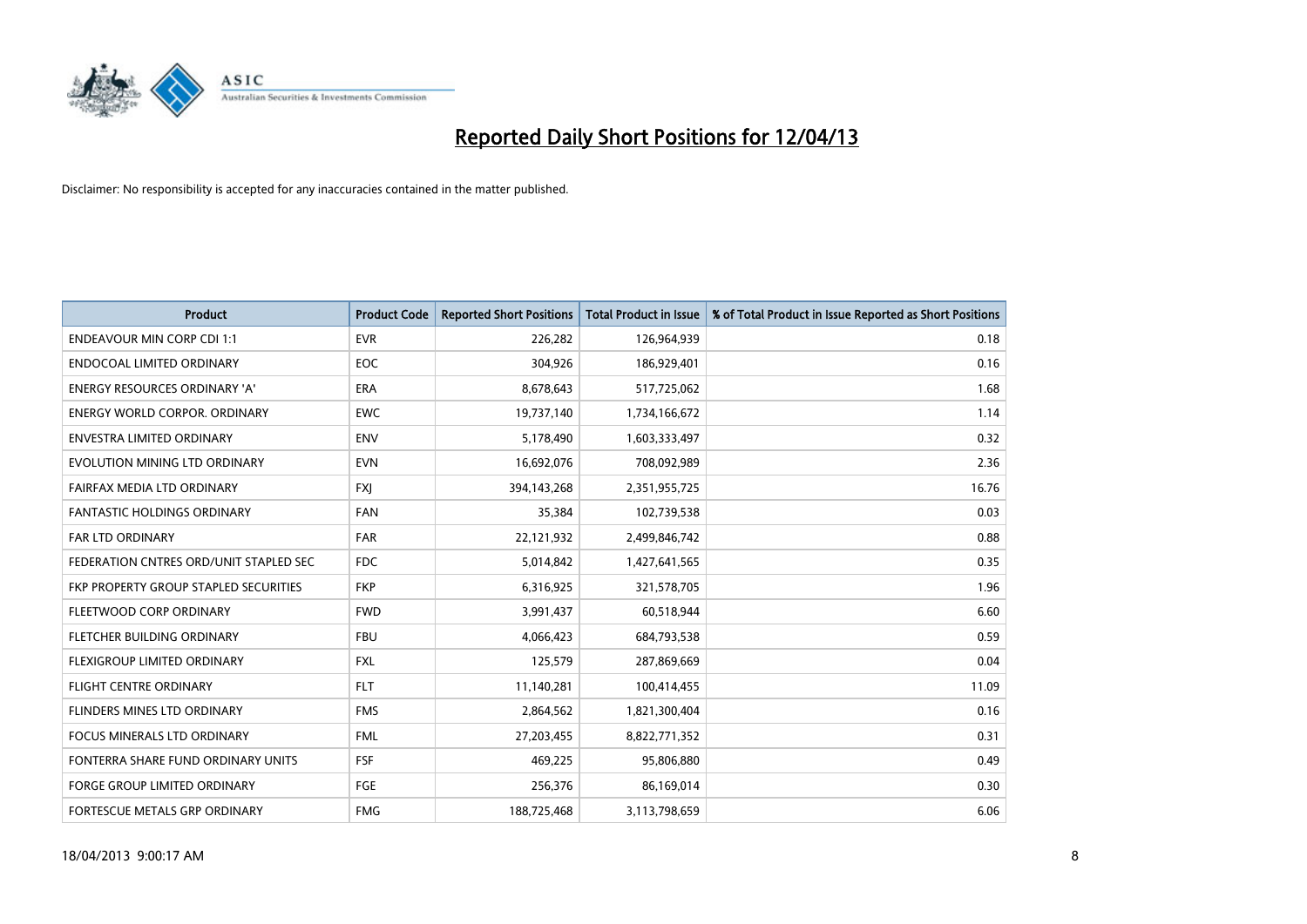# Reported Daily Short Positions for 12/04/13

Disclaimer: No responsibility is accepted for any inaccuracies contained in the matter published.

| Product | Product Code | Reported Short Positions | Total Product in Issue | % of Total Product in Issue Reported as Short Positions |
|---|---|---|---|---|
| ENDEAVOUR MIN CORP CDI 1:1 | EVR | 226,282 | 126,964,939 | 0.18 |
| ENDOCOAL LIMITED ORDINARY | EOC | 304,926 | 186,929,401 | 0.16 |
| ENERGY RESOURCES ORDINARY 'A' | ERA | 8,678,643 | 517,725,062 | 1.68 |
| ENERGY WORLD CORPOR. ORDINARY | EWC | 19,737,140 | 1,734,166,672 | 1.14 |
| ENVESTRA LIMITED ORDINARY | ENV | 5,178,490 | 1,603,333,497 | 0.32 |
| EVOLUTION MINING LTD ORDINARY | EVN | 16,692,076 | 708,092,989 | 2.36 |
| FAIRFAX MEDIA LTD ORDINARY | FXJ | 394,143,268 | 2,351,955,725 | 16.76 |
| FANTASTIC HOLDINGS ORDINARY | FAN | 35,384 | 102,739,538 | 0.03 |
| FAR LTD ORDINARY | FAR | 22,121,932 | 2,499,846,742 | 0.88 |
| FEDERATION CNTRES ORD/UNIT STAPLED SEC | FDC | 5,014,842 | 1,427,641,565 | 0.35 |
| FKP PROPERTY GROUP STAPLED SECURITIES | FKP | 6,316,925 | 321,578,705 | 1.96 |
| FLEETWOOD CORP ORDINARY | FWD | 3,991,437 | 60,518,944 | 6.60 |
| FLETCHER BUILDING ORDINARY | FBU | 4,066,423 | 684,793,538 | 0.59 |
| FLEXIGROUP LIMITED ORDINARY | FXL | 125,579 | 287,869,669 | 0.04 |
| FLIGHT CENTRE ORDINARY | FLT | 11,140,281 | 100,414,455 | 11.09 |
| FLINDERS MINES LTD ORDINARY | FMS | 2,864,562 | 1,821,300,404 | 0.16 |
| FOCUS MINERALS LTD ORDINARY | FML | 27,203,455 | 8,822,771,352 | 0.31 |
| FONTERRA SHARE FUND ORDINARY UNITS | FSF | 469,225 | 95,806,880 | 0.49 |
| FORGE GROUP LIMITED ORDINARY | FGE | 256,376 | 86,169,014 | 0.30 |
| FORTESCUE METALS GRP ORDINARY | FMG | 188,725,468 | 3,113,798,659 | 6.06 |

18/04/2013 9:00:17 AM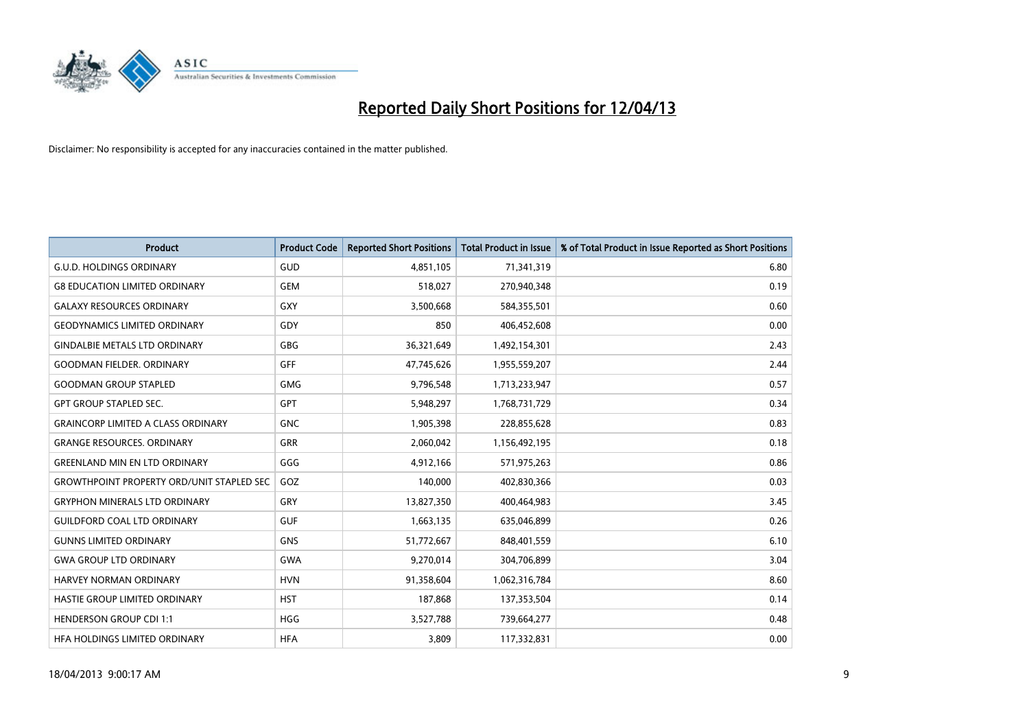# Reported Daily Short Positions for 12/04/13

Disclaimer: No responsibility is accepted for any inaccuracies contained in the matter published.

| Product | Product Code | Reported Short Positions | Total Product in Issue | % of Total Product in Issue Reported as Short Positions |
|---|---|---|---|---|
| G.U.D. HOLDINGS ORDINARY | GUD | 4,851,105 | 71,341,319 | 6.80 |
| G8 EDUCATION LIMITED ORDINARY | GEM | 518,027 | 270,940,348 | 0.19 |
| GALAXY RESOURCES ORDINARY | GXY | 3,500,668 | 584,355,501 | 0.60 |
| GEODYNAMICS LIMITED ORDINARY | GDY | 850 | 406,452,608 | 0.00 |
| GINDALBIE METALS LTD ORDINARY | GBG | 36,321,649 | 1,492,154,301 | 2.43 |
| GOODMAN FIELDER. ORDINARY | GFF | 47,745,626 | 1,955,559,207 | 2.44 |
| GOODMAN GROUP STAPLED | GMG | 9,796,548 | 1,713,233,947 | 0.57 |
| GPT GROUP STAPLED SEC. | GPT | 5,948,297 | 1,768,731,729 | 0.34 |
| GRAINCORP LIMITED A CLASS ORDINARY | GNC | 1,905,398 | 228,855,628 | 0.83 |
| GRANGE RESOURCES. ORDINARY | GRR | 2,060,042 | 1,156,492,195 | 0.18 |
| GREENLAND MIN EN LTD ORDINARY | GGG | 4,912,166 | 571,975,263 | 0.86 |
| GROWTHPOINT PROPERTY ORD/UNIT STAPLED SEC | GOZ | 140,000 | 402,830,366 | 0.03 |
| GRYPHON MINERALS LTD ORDINARY | GRY | 13,827,350 | 400,464,983 | 3.45 |
| GUILDFORD COAL LTD ORDINARY | GUF | 1,663,135 | 635,046,899 | 0.26 |
| GUNNS LIMITED ORDINARY | GNS | 51,772,667 | 848,401,559 | 6.10 |
| GWA GROUP LTD ORDINARY | GWA | 9,270,014 | 304,706,899 | 3.04 |
| HARVEY NORMAN ORDINARY | HVN | 91,358,604 | 1,062,316,784 | 8.60 |
| HASTIE GROUP LIMITED ORDINARY | HST | 187,868 | 137,353,504 | 0.14 |
| HENDERSON GROUP CDI 1:1 | HGG | 3,527,788 | 739,664,277 | 0.48 |
| HFA HOLDINGS LIMITED ORDINARY | HFA | 3,809 | 117,332,831 | 0.00 |

18/04/2013 9:00:17 AM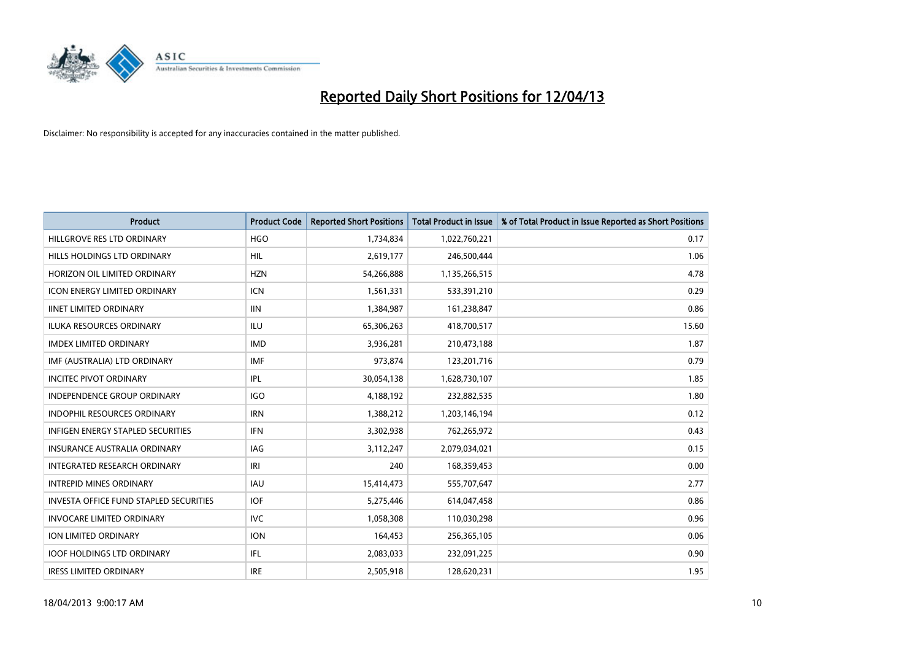# Reported Daily Short Positions for 12/04/13

Disclaimer: No responsibility is accepted for any inaccuracies contained in the matter published.

| Product | Product Code | Reported Short Positions | Total Product in Issue | % of Total Product in Issue Reported as Short Positions |
|---|---|---|---|---|
| HILLGROVE RES LTD ORDINARY | HGO | 1,734,834 | 1,022,760,221 | 0.17 |
| HILLS HOLDINGS LTD ORDINARY | HIL | 2,619,177 | 246,500,444 | 1.06 |
| HORIZON OIL LIMITED ORDINARY | HZN | 54,266,888 | 1,135,266,515 | 4.78 |
| ICON ENERGY LIMITED ORDINARY | ICN | 1,561,331 | 533,391,210 | 0.29 |
| IINET LIMITED ORDINARY | IIN | 1,384,987 | 161,238,847 | 0.86 |
| ILUKA RESOURCES ORDINARY | ILU | 65,306,263 | 418,700,517 | 15.60 |
| IMDEX LIMITED ORDINARY | IMD | 3,936,281 | 210,473,188 | 1.87 |
| IMF (AUSTRALIA) LTD ORDINARY | IMF | 973,874 | 123,201,716 | 0.79 |
| INCITEC PIVOT ORDINARY | IPL | 30,054,138 | 1,628,730,107 | 1.85 |
| INDEPENDENCE GROUP ORDINARY | IGO | 4,188,192 | 232,882,535 | 1.80 |
| INDOPHIL RESOURCES ORDINARY | IRN | 1,388,212 | 1,203,146,194 | 0.12 |
| INFIGEN ENERGY STAPLED SECURITIES | IFN | 3,302,938 | 762,265,972 | 0.43 |
| INSURANCE AUSTRALIA ORDINARY | IAG | 3,112,247 | 2,079,034,021 | 0.15 |
| INTEGRATED RESEARCH ORDINARY | IRI | 240 | 168,359,453 | 0.00 |
| INTREPID MINES ORDINARY | IAU | 15,414,473 | 555,707,647 | 2.77 |
| INVESTA OFFICE FUND STAPLED SECURITIES | IOF | 5,275,446 | 614,047,458 | 0.86 |
| INVOCARE LIMITED ORDINARY | IVC | 1,058,308 | 110,030,298 | 0.96 |
| ION LIMITED ORDINARY | ION | 164,453 | 256,365,105 | 0.06 |
| IOOF HOLDINGS LTD ORDINARY | IFL | 2,083,033 | 232,091,225 | 0.90 |
| IRESS LIMITED ORDINARY | IRE | 2,505,918 | 128,620,231 | 1.95 |

18/04/2013 9:00:17 AM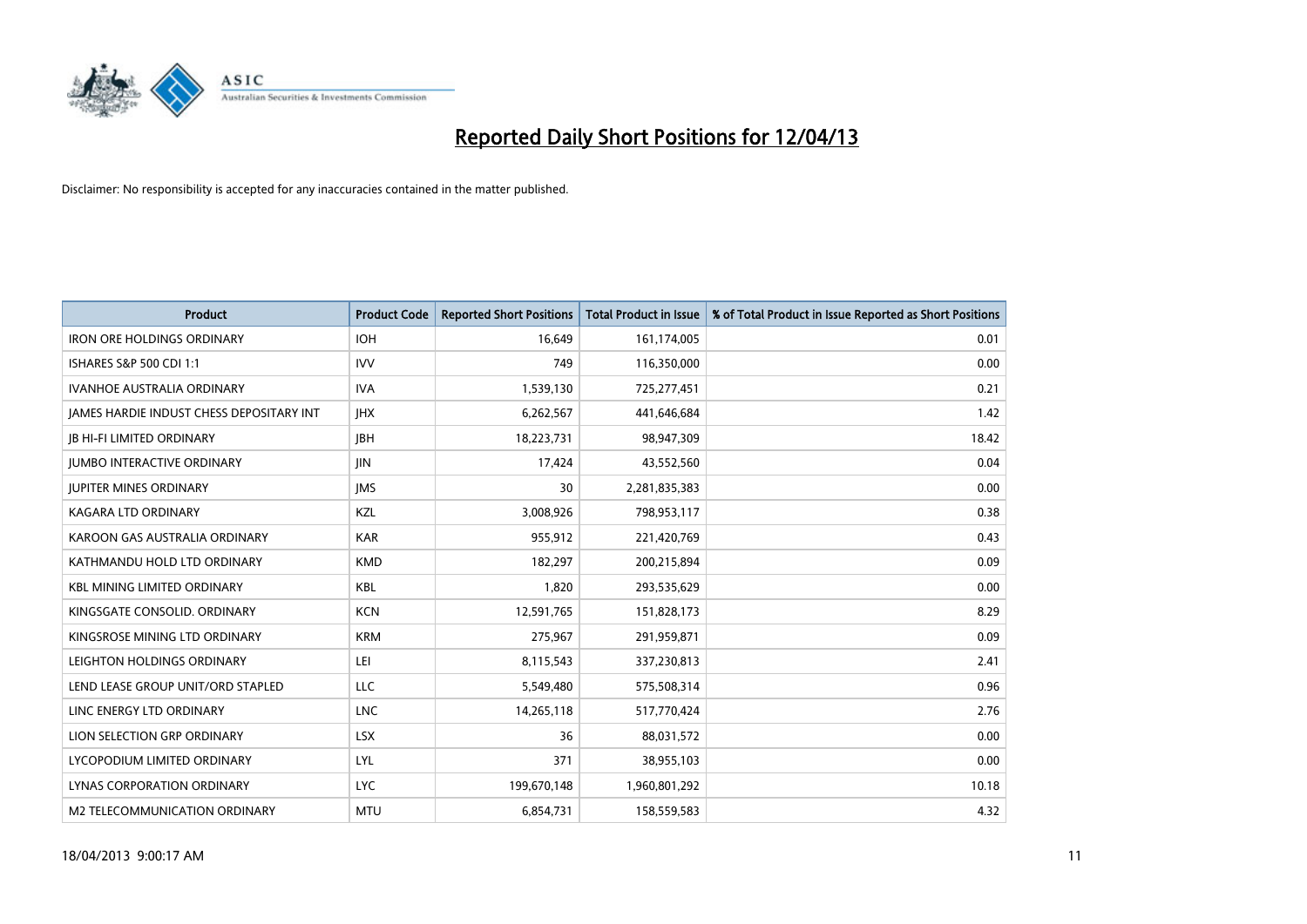# Reported Daily Short Positions for 12/04/13

Disclaimer: No responsibility is accepted for any inaccuracies contained in the matter published.

| Product | Product Code | Reported Short Positions | Total Product in Issue | % of Total Product in Issue Reported as Short Positions |
|---|---|---|---|---|
| IRON ORE HOLDINGS ORDINARY | IOH | 16,649 | 161,174,005 | 0.01 |
| ISHARES S&P 500 CDI 1:1 | IVV | 749 | 116,350,000 | 0.00 |
| IVANHOE AUSTRALIA ORDINARY | IVA | 1,539,130 | 725,277,451 | 0.21 |
| JAMES HARDIE INDUST CHESS DEPOSITARY INT | JHX | 6,262,567 | 441,646,684 | 1.42 |
| JB HI-FI LIMITED ORDINARY | JBH | 18,223,731 | 98,947,309 | 18.42 |
| JUMBO INTERACTIVE ORDINARY | JIN | 17,424 | 43,552,560 | 0.04 |
| JUPITER MINES ORDINARY | JMS | 30 | 2,281,835,383 | 0.00 |
| KAGARA LTD ORDINARY | KZL | 3,008,926 | 798,953,117 | 0.38 |
| KAROON GAS AUSTRALIA ORDINARY | KAR | 955,912 | 221,420,769 | 0.43 |
| KATHMANDU HOLD LTD ORDINARY | KMD | 182,297 | 200,215,894 | 0.09 |
| KBL MINING LIMITED ORDINARY | KBL | 1,820 | 293,535,629 | 0.00 |
| KINGSGATE CONSOLID. ORDINARY | KCN | 12,591,765 | 151,828,173 | 8.29 |
| KINGSROSE MINING LTD ORDINARY | KRM | 275,967 | 291,959,871 | 0.09 |
| LEIGHTON HOLDINGS ORDINARY | LEI | 8,115,543 | 337,230,813 | 2.41 |
| LEND LEASE GROUP UNIT/ORD STAPLED | LLC | 5,549,480 | 575,508,314 | 0.96 |
| LINC ENERGY LTD ORDINARY | LNC | 14,265,118 | 517,770,424 | 2.76 |
| LION SELECTION GRP ORDINARY | LSX | 36 | 88,031,572 | 0.00 |
| LYCOPODIUM LIMITED ORDINARY | LYL | 371 | 38,955,103 | 0.00 |
| LYNAS CORPORATION ORDINARY | LYC | 199,670,148 | 1,960,801,292 | 10.18 |
| M2 TELECOMMUNICATION ORDINARY | MTU | 6,854,731 | 158,559,583 | 4.32 |

18/04/2013 9:00:17 AM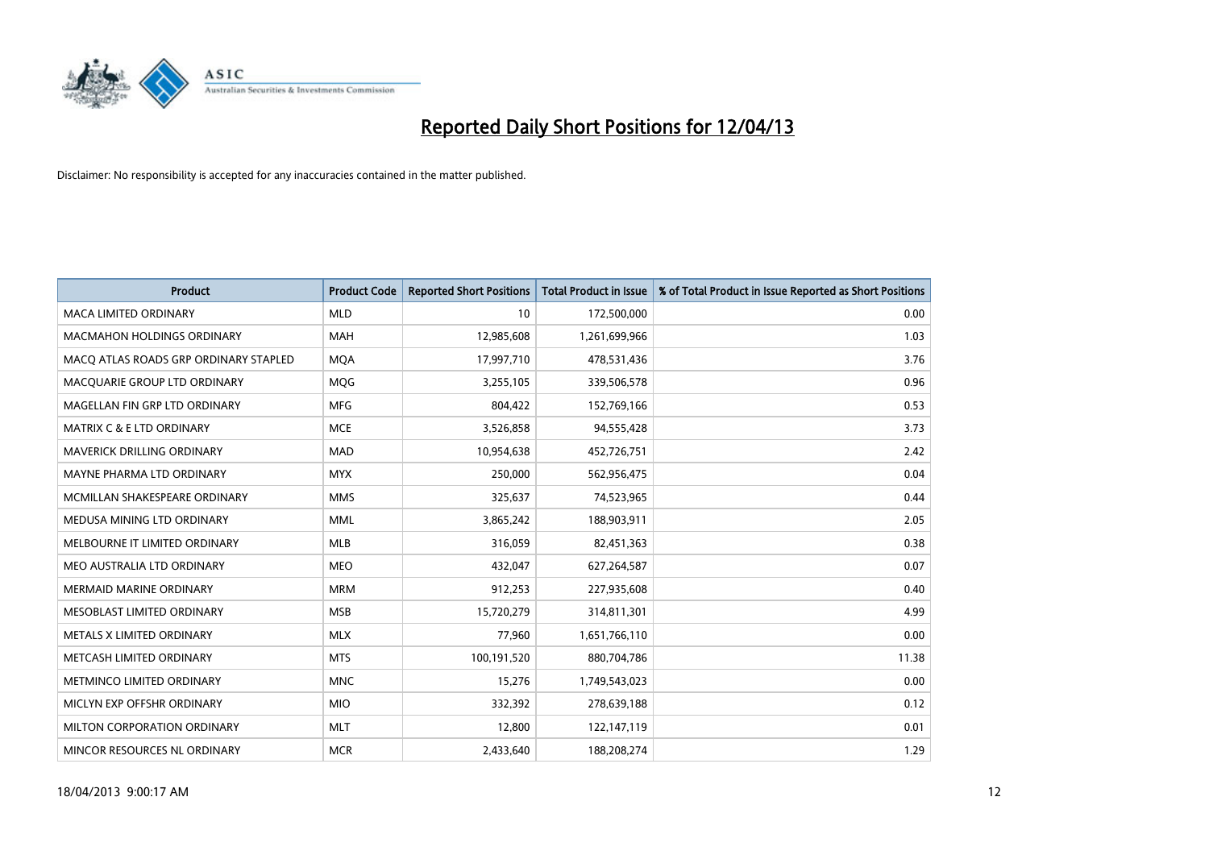# Reported Daily Short Positions for 12/04/13

Disclaimer: No responsibility is accepted for any inaccuracies contained in the matter published.

| Product | Product Code | Reported Short Positions | Total Product in Issue | % of Total Product in Issue Reported as Short Positions |
|---|---|---|---|---|
| MACA LIMITED ORDINARY | MLD | 10 | 172,500,000 | 0.00 |
| MACMAHON HOLDINGS ORDINARY | MAH | 12,985,608 | 1,261,699,966 | 1.03 |
| MACQ ATLAS ROADS GRP ORDINARY STAPLED | MQA | 17,997,710 | 478,531,436 | 3.76 |
| MACQUARIE GROUP LTD ORDINARY | MQG | 3,255,105 | 339,506,578 | 0.96 |
| MAGELLAN FIN GRP LTD ORDINARY | MFG | 804,422 | 152,769,166 | 0.53 |
| MATRIX C & E LTD ORDINARY | MCE | 3,526,858 | 94,555,428 | 3.73 |
| MAVERICK DRILLING ORDINARY | MAD | 10,954,638 | 452,726,751 | 2.42 |
| MAYNE PHARMA LTD ORDINARY | MYX | 250,000 | 562,956,475 | 0.04 |
| MCMILLAN SHAKESPEARE ORDINARY | MMS | 325,637 | 74,523,965 | 0.44 |
| MEDUSA MINING LTD ORDINARY | MML | 3,865,242 | 188,903,911 | 2.05 |
| MELBOURNE IT LIMITED ORDINARY | MLB | 316,059 | 82,451,363 | 0.38 |
| MEO AUSTRALIA LTD ORDINARY | MEO | 432,047 | 627,264,587 | 0.07 |
| MERMAID MARINE ORDINARY | MRM | 912,253 | 227,935,608 | 0.40 |
| MESOBLAST LIMITED ORDINARY | MSB | 15,720,279 | 314,811,301 | 4.99 |
| METALS X LIMITED ORDINARY | MLX | 77,960 | 1,651,766,110 | 0.00 |
| METCASH LIMITED ORDINARY | MTS | 100,191,520 | 880,704,786 | 11.38 |
| METMINCO LIMITED ORDINARY | MNC | 15,276 | 1,749,543,023 | 0.00 |
| MICLYN EXP OFFSHR ORDINARY | MIO | 332,392 | 278,639,188 | 0.12 |
| MILTON CORPORATION ORDINARY | MLT | 12,800 | 122,147,119 | 0.01 |
| MINCOR RESOURCES NL ORDINARY | MCR | 2,433,640 | 188,208,274 | 1.29 |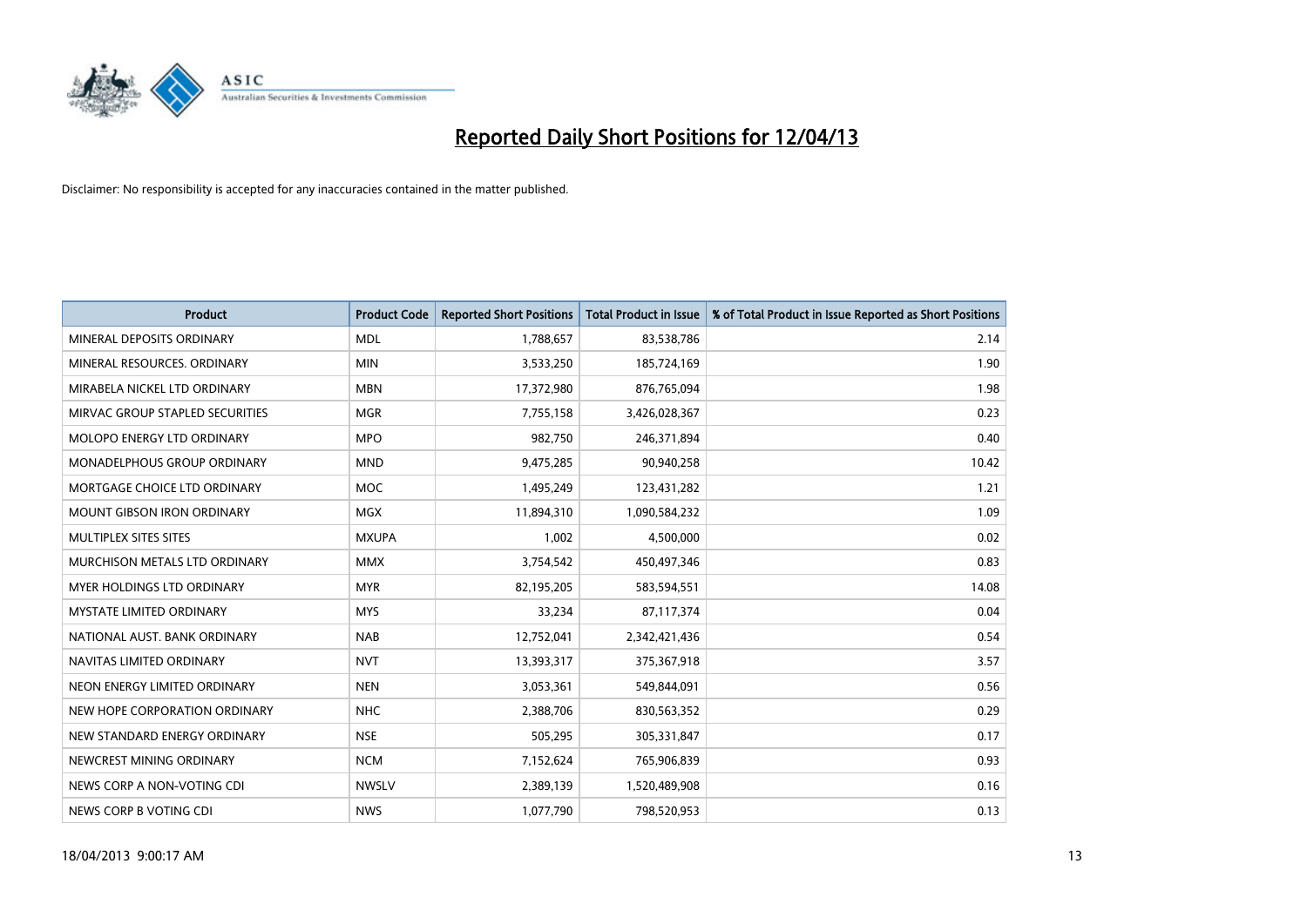# Reported Daily Short Positions for 12/04/13

Disclaimer: No responsibility is accepted for any inaccuracies contained in the matter published.

| Product | Product Code | Reported Short Positions | Total Product in Issue | % of Total Product in Issue Reported as Short Positions |
|---|---|---|---|---|
| MINERAL DEPOSITS ORDINARY | MDL | 1,788,657 | 83,538,786 | 2.14 |
| MINERAL RESOURCES. ORDINARY | MIN | 3,533,250 | 185,724,169 | 1.90 |
| MIRABELA NICKEL LTD ORDINARY | MBN | 17,372,980 | 876,765,094 | 1.98 |
| MIRVAC GROUP STAPLED SECURITIES | MGR | 7,755,158 | 3,426,028,367 | 0.23 |
| MOLOPO ENERGY LTD ORDINARY | MPO | 982,750 | 246,371,894 | 0.40 |
| MONADELPHOUS GROUP ORDINARY | MND | 9,475,285 | 90,940,258 | 10.42 |
| MORTGAGE CHOICE LTD ORDINARY | MOC | 1,495,249 | 123,431,282 | 1.21 |
| MOUNT GIBSON IRON ORDINARY | MGX | 11,894,310 | 1,090,584,232 | 1.09 |
| MULTIPLEX SITES SITES | MXUPA | 1,002 | 4,500,000 | 0.02 |
| MURCHISON METALS LTD ORDINARY | MMX | 3,754,542 | 450,497,346 | 0.83 |
| MYER HOLDINGS LTD ORDINARY | MYR | 82,195,205 | 583,594,551 | 14.08 |
| MYSTATE LIMITED ORDINARY | MYS | 33,234 | 87,117,374 | 0.04 |
| NATIONAL AUST. BANK ORDINARY | NAB | 12,752,041 | 2,342,421,436 | 0.54 |
| NAVITAS LIMITED ORDINARY | NVT | 13,393,317 | 375,367,918 | 3.57 |
| NEON ENERGY LIMITED ORDINARY | NEN | 3,053,361 | 549,844,091 | 0.56 |
| NEW HOPE CORPORATION ORDINARY | NHC | 2,388,706 | 830,563,352 | 0.29 |
| NEW STANDARD ENERGY ORDINARY | NSE | 505,295 | 305,331,847 | 0.17 |
| NEWCREST MINING ORDINARY | NCM | 7,152,624 | 765,906,839 | 0.93 |
| NEWS CORP A NON-VOTING CDI | NWSLV | 2,389,139 | 1,520,489,908 | 0.16 |
| NEWS CORP B VOTING CDI | NWS | 1,077,790 | 798,520,953 | 0.13 |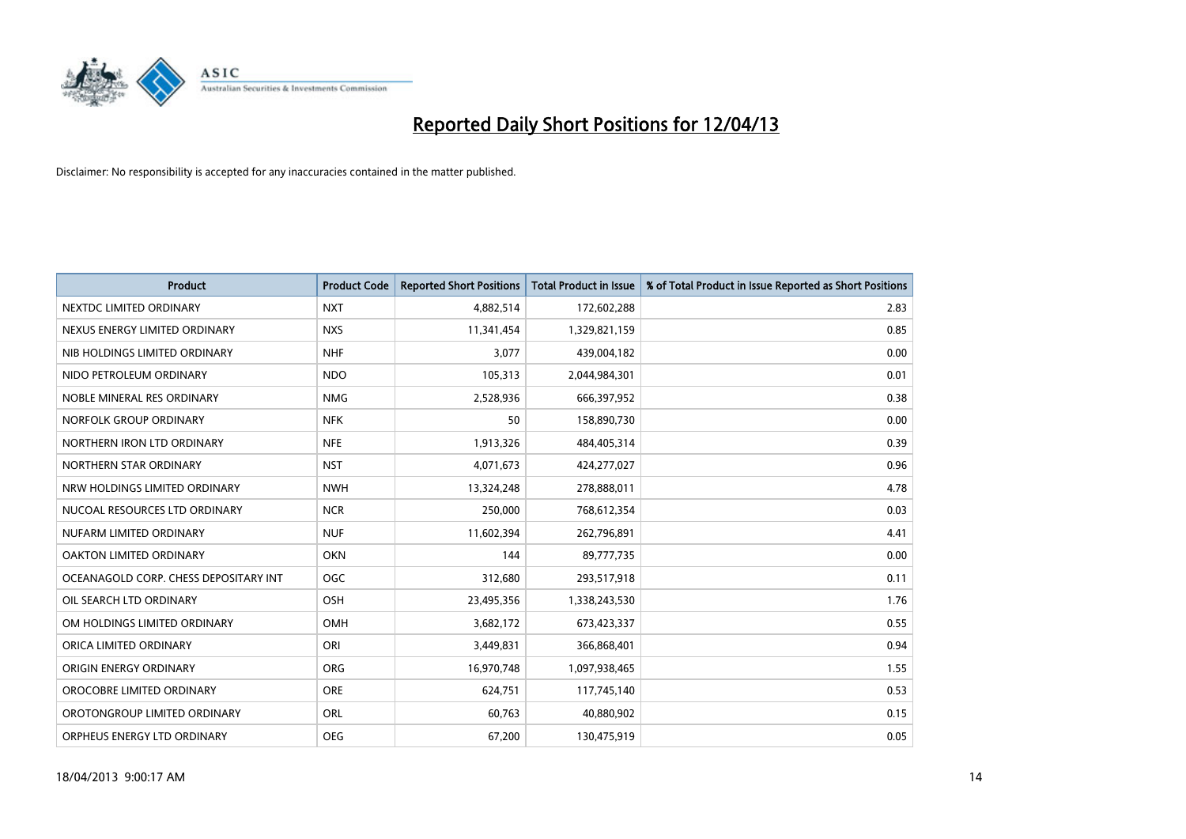# Reported Daily Short Positions for 12/04/13

Disclaimer: No responsibility is accepted for any inaccuracies contained in the matter published.

| Product | Product Code | Reported Short Positions | Total Product in Issue | % of Total Product in Issue Reported as Short Positions |
|---|---|---|---|---|
| NEXTDC LIMITED ORDINARY | NXT | 4,882,514 | 172,602,288 | 2.83 |
| NEXUS ENERGY LIMITED ORDINARY | NXS | 11,341,454 | 1,329,821,159 | 0.85 |
| NIB HOLDINGS LIMITED ORDINARY | NHF | 3,077 | 439,004,182 | 0.00 |
| NIDO PETROLEUM ORDINARY | NDO | 105,313 | 2,044,984,301 | 0.01 |
| NOBLE MINERAL RES ORDINARY | NMG | 2,528,936 | 666,397,952 | 0.38 |
| NORFOLK GROUP ORDINARY | NFK | 50 | 158,890,730 | 0.00 |
| NORTHERN IRON LTD ORDINARY | NFE | 1,913,326 | 484,405,314 | 0.39 |
| NORTHERN STAR ORDINARY | NST | 4,071,673 | 424,277,027 | 0.96 |
| NRW HOLDINGS LIMITED ORDINARY | NWH | 13,324,248 | 278,888,011 | 4.78 |
| NUCOAL RESOURCES LTD ORDINARY | NCR | 250,000 | 768,612,354 | 0.03 |
| NUFARM LIMITED ORDINARY | NUF | 11,602,394 | 262,796,891 | 4.41 |
| OAKTON LIMITED ORDINARY | OKN | 144 | 89,777,735 | 0.00 |
| OCEANAGOLD CORP. CHESS DEPOSITARY INT | OGC | 312,680 | 293,517,918 | 0.11 |
| OIL SEARCH LTD ORDINARY | OSH | 23,495,356 | 1,338,243,530 | 1.76 |
| OM HOLDINGS LIMITED ORDINARY | OMH | 3,682,172 | 673,423,337 | 0.55 |
| ORICA LIMITED ORDINARY | ORI | 3,449,831 | 366,868,401 | 0.94 |
| ORIGIN ENERGY ORDINARY | ORG | 16,970,748 | 1,097,938,465 | 1.55 |
| OROCOBRE LIMITED ORDINARY | ORE | 624,751 | 117,745,140 | 0.53 |
| OROTONGROUP LIMITED ORDINARY | ORL | 60,763 | 40,880,902 | 0.15 |
| ORPHEUS ENERGY LTD ORDINARY | OEG | 67,200 | 130,475,919 | 0.05 |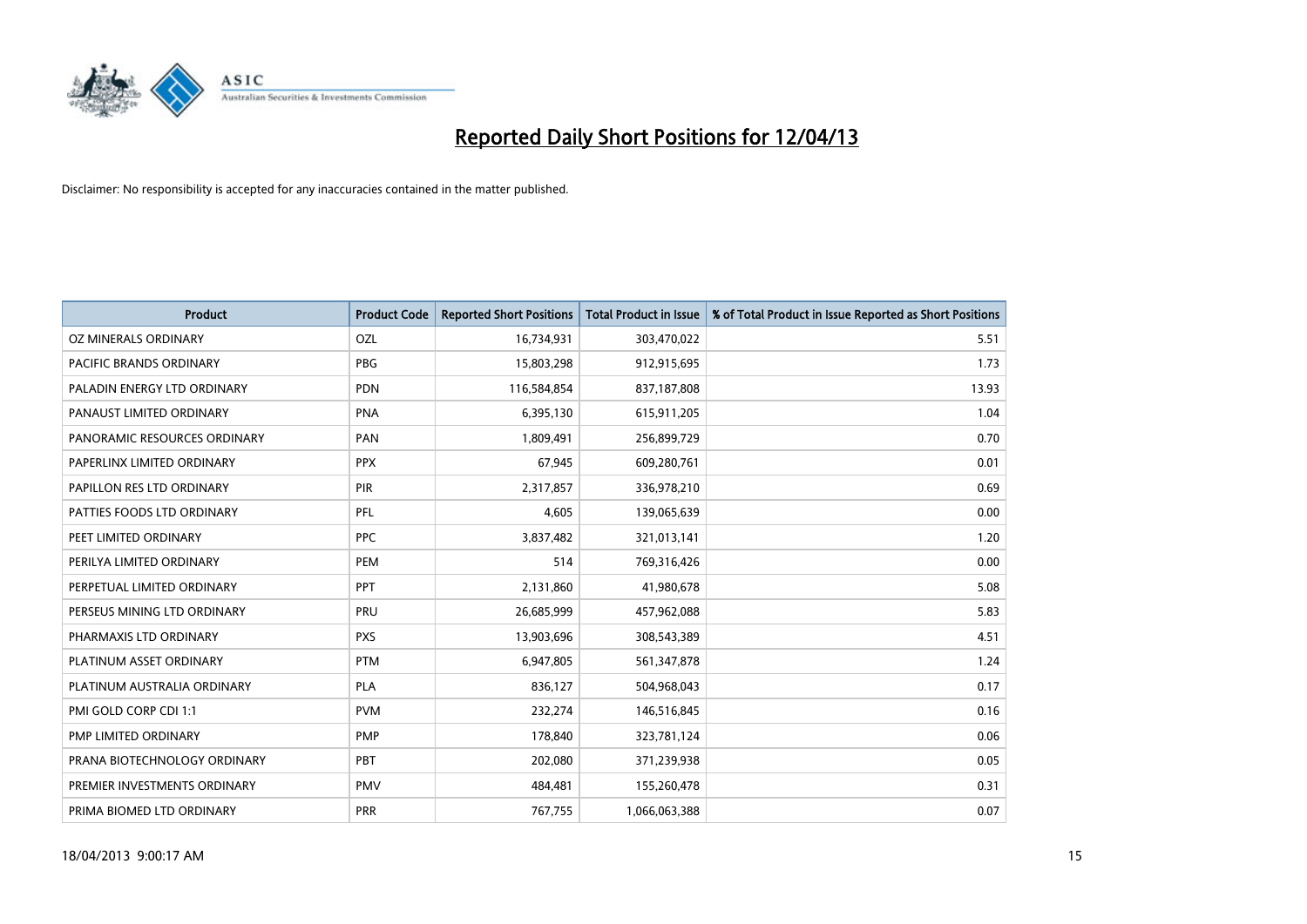# Reported Daily Short Positions for 12/04/13

Disclaimer: No responsibility is accepted for any inaccuracies contained in the matter published.

| Product | Product Code | Reported Short Positions | Total Product in Issue | % of Total Product in Issue Reported as Short Positions |
|---|---|---|---|---|
| OZ MINERALS ORDINARY | OZL | 16,734,931 | 303,470,022 | 5.51 |
| PACIFIC BRANDS ORDINARY | PBG | 15,803,298 | 912,915,695 | 1.73 |
| PALADIN ENERGY LTD ORDINARY | PDN | 116,584,854 | 837,187,808 | 13.93 |
| PANAUST LIMITED ORDINARY | PNA | 6,395,130 | 615,911,205 | 1.04 |
| PANORAMIC RESOURCES ORDINARY | PAN | 1,809,491 | 256,899,729 | 0.70 |
| PAPERLINX LIMITED ORDINARY | PPX | 67,945 | 609,280,761 | 0.01 |
| PAPILLON RES LTD ORDINARY | PIR | 2,317,857 | 336,978,210 | 0.69 |
| PATTIES FOODS LTD ORDINARY | PFL | 4,605 | 139,065,639 | 0.00 |
| PEET LIMITED ORDINARY | PPC | 3,837,482 | 321,013,141 | 1.20 |
| PERILYA LIMITED ORDINARY | PEM | 514 | 769,316,426 | 0.00 |
| PERPETUAL LIMITED ORDINARY | PPT | 2,131,860 | 41,980,678 | 5.08 |
| PERSEUS MINING LTD ORDINARY | PRU | 26,685,999 | 457,962,088 | 5.83 |
| PHARMAXIS LTD ORDINARY | PXS | 13,903,696 | 308,543,389 | 4.51 |
| PLATINUM ASSET ORDINARY | PTM | 6,947,805 | 561,347,878 | 1.24 |
| PLATINUM AUSTRALIA ORDINARY | PLA | 836,127 | 504,968,043 | 0.17 |
| PMI GOLD CORP CDI 1:1 | PVM | 232,274 | 146,516,845 | 0.16 |
| PMP LIMITED ORDINARY | PMP | 178,840 | 323,781,124 | 0.06 |
| PRANA BIOTECHNOLOGY ORDINARY | PBT | 202,080 | 371,239,938 | 0.05 |
| PREMIER INVESTMENTS ORDINARY | PMV | 484,481 | 155,260,478 | 0.31 |
| PRIMA BIOMED LTD ORDINARY | PRR | 767,755 | 1,066,063,388 | 0.07 |

18/04/2013 9:00:17 AM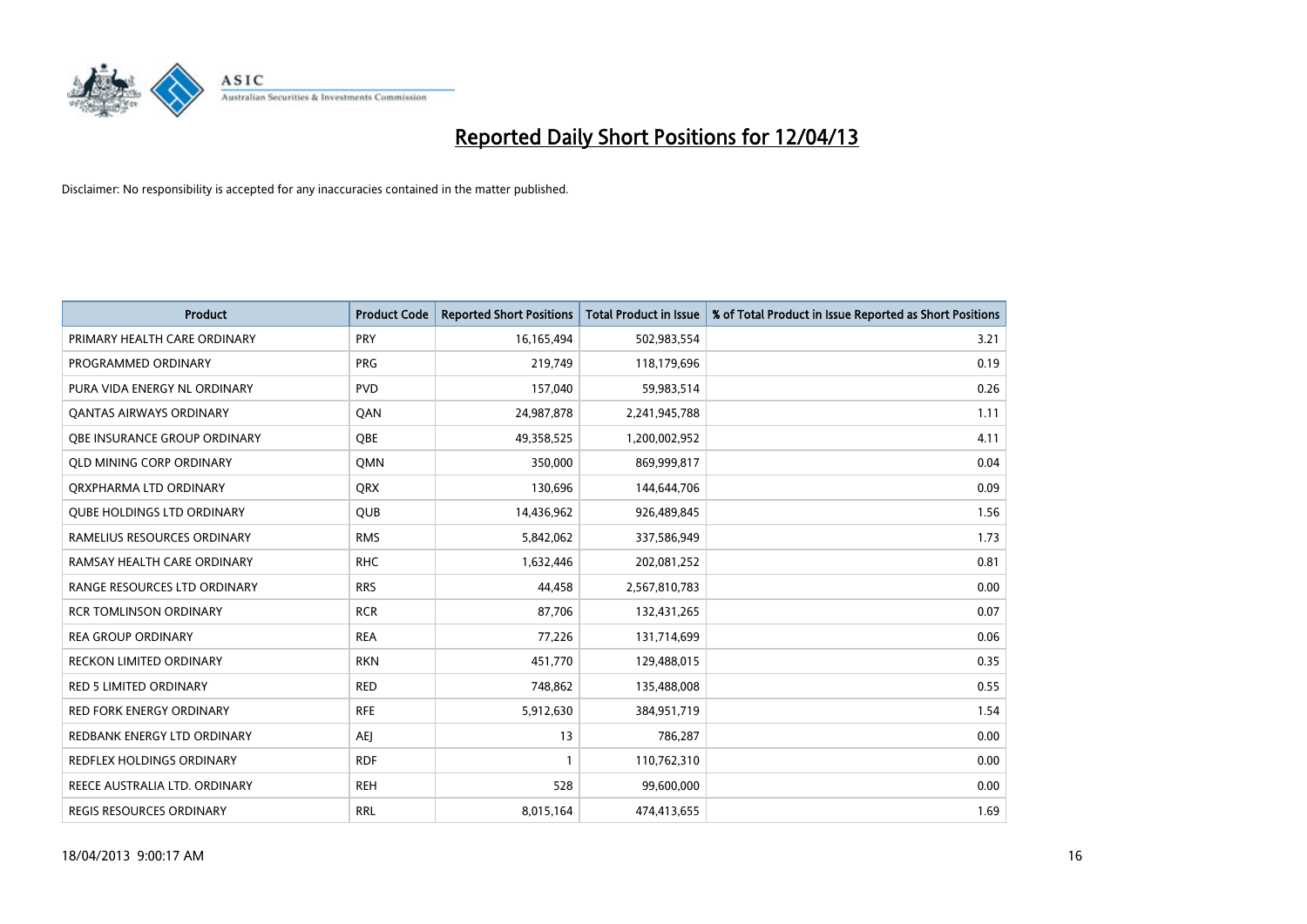# Reported Daily Short Positions for 12/04/13

Disclaimer: No responsibility is accepted for any inaccuracies contained in the matter published.

| Product | Product Code | Reported Short Positions | Total Product in Issue | % of Total Product in Issue Reported as Short Positions |
| --- | --- | --- | --- | --- |
| PRIMARY HEALTH CARE ORDINARY | PRY | 16,165,494 | 502,983,554 | 3.21 |
| PROGRAMMED ORDINARY | PRG | 219,749 | 118,179,696 | 0.19 |
| PURA VIDA ENERGY NL ORDINARY | PVD | 157,040 | 59,983,514 | 0.26 |
| QANTAS AIRWAYS ORDINARY | QAN | 24,987,878 | 2,241,945,788 | 1.11 |
| QBE INSURANCE GROUP ORDINARY | QBE | 49,358,525 | 1,200,002,952 | 4.11 |
| QLD MINING CORP ORDINARY | QMN | 350,000 | 869,999,817 | 0.04 |
| QRXPHARMA LTD ORDINARY | QRX | 130,696 | 144,644,706 | 0.09 |
| QUBE HOLDINGS LTD ORDINARY | QUB | 14,436,962 | 926,489,845 | 1.56 |
| RAMELIUS RESOURCES ORDINARY | RMS | 5,842,062 | 337,586,949 | 1.73 |
| RAMSAY HEALTH CARE ORDINARY | RHC | 1,632,446 | 202,081,252 | 0.81 |
| RANGE RESOURCES LTD ORDINARY | RRS | 44,458 | 2,567,810,783 | 0.00 |
| RCR TOMLINSON ORDINARY | RCR | 87,706 | 132,431,265 | 0.07 |
| REA GROUP ORDINARY | REA | 77,226 | 131,714,699 | 0.06 |
| RECKON LIMITED ORDINARY | RKN | 451,770 | 129,488,015 | 0.35 |
| RED 5 LIMITED ORDINARY | RED | 748,862 | 135,488,008 | 0.55 |
| RED FORK ENERGY ORDINARY | RFE | 5,912,630 | 384,951,719 | 1.54 |
| REDBANK ENERGY LTD ORDINARY | AEJ | 13 | 786,287 | 0.00 |
| REDFLEX HOLDINGS ORDINARY | RDF | 1 | 110,762,310 | 0.00 |
| REECE AUSTRALIA LTD. ORDINARY | REH | 528 | 99,600,000 | 0.00 |
| REGIS RESOURCES ORDINARY | RRL | 8,015,164 | 474,413,655 | 1.69 |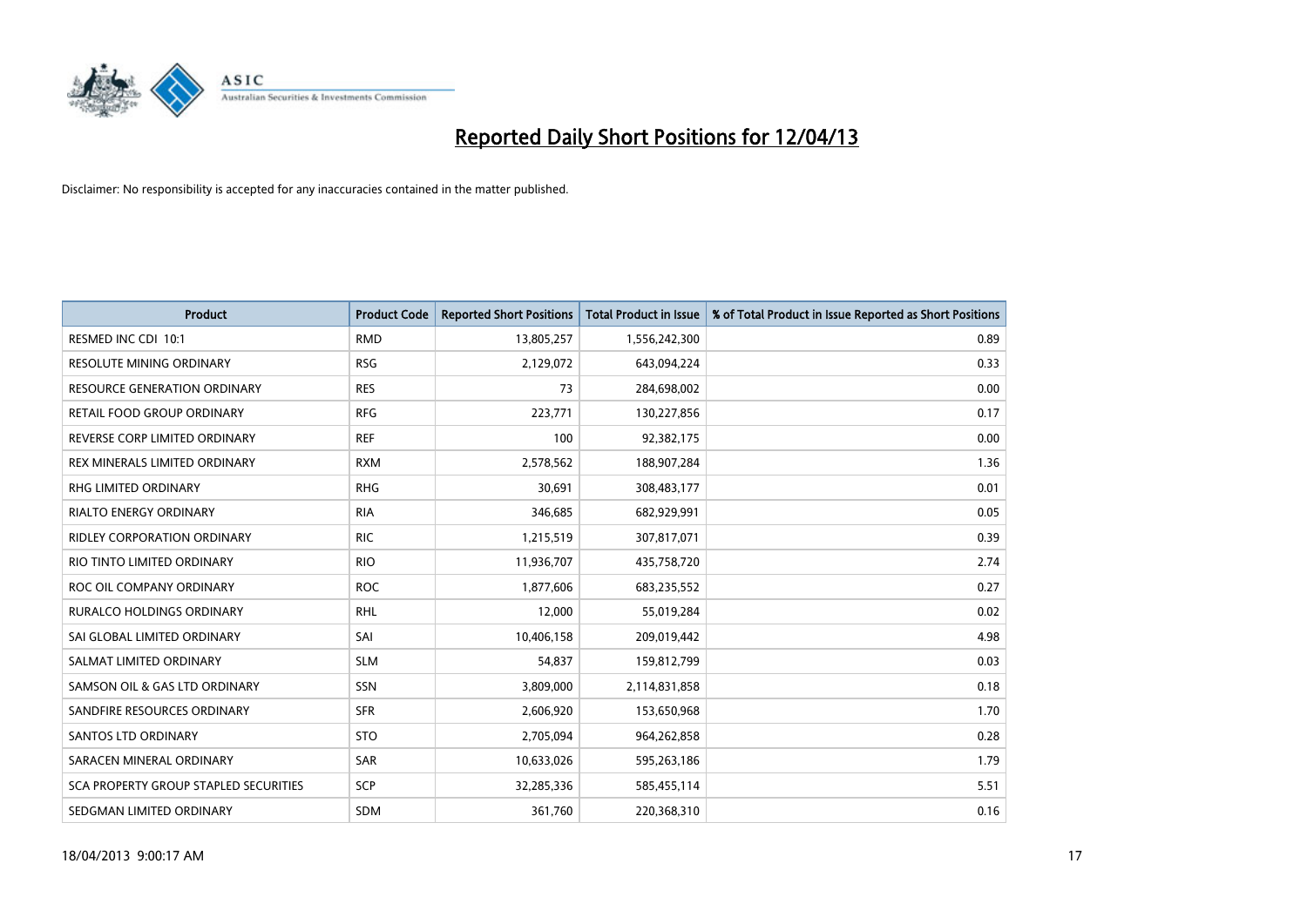# Reported Daily Short Positions for 12/04/13

Disclaimer: No responsibility is accepted for any inaccuracies contained in the matter published.

| Product | Product Code | Reported Short Positions | Total Product in Issue | % of Total Product in Issue Reported as Short Positions |
|---|---|---|---|---|
| RESMED INC CDI 10:1 | RMD | 13,805,257 | 1,556,242,300 | 0.89 |
| RESOLUTE MINING ORDINARY | RSG | 2,129,072 | 643,094,224 | 0.33 |
| RESOURCE GENERATION ORDINARY | RES | 73 | 284,698,002 | 0.00 |
| RETAIL FOOD GROUP ORDINARY | RFG | 223,771 | 130,227,856 | 0.17 |
| REVERSE CORP LIMITED ORDINARY | REF | 100 | 92,382,175 | 0.00 |
| REX MINERALS LIMITED ORDINARY | RXM | 2,578,562 | 188,907,284 | 1.36 |
| RHG LIMITED ORDINARY | RHG | 30,691 | 308,483,177 | 0.01 |
| RIALTO ENERGY ORDINARY | RIA | 346,685 | 682,929,991 | 0.05 |
| RIDLEY CORPORATION ORDINARY | RIC | 1,215,519 | 307,817,071 | 0.39 |
| RIO TINTO LIMITED ORDINARY | RIO | 11,936,707 | 435,758,720 | 2.74 |
| ROC OIL COMPANY ORDINARY | ROC | 1,877,606 | 683,235,552 | 0.27 |
| RURALCO HOLDINGS ORDINARY | RHL | 12,000 | 55,019,284 | 0.02 |
| SAI GLOBAL LIMITED ORDINARY | SAI | 10,406,158 | 209,019,442 | 4.98 |
| SALMAT LIMITED ORDINARY | SLM | 54,837 | 159,812,799 | 0.03 |
| SAMSON OIL & GAS LTD ORDINARY | SSN | 3,809,000 | 2,114,831,858 | 0.18 |
| SANDFIRE RESOURCES ORDINARY | SFR | 2,606,920 | 153,650,968 | 1.70 |
| SANTOS LTD ORDINARY | STO | 2,705,094 | 964,262,858 | 0.28 |
| SARACEN MINERAL ORDINARY | SAR | 10,633,026 | 595,263,186 | 1.79 |
| SCA PROPERTY GROUP STAPLED SECURITIES | SCP | 32,285,336 | 585,455,114 | 5.51 |
| SEDGMAN LIMITED ORDINARY | SDM | 361,760 | 220,368,310 | 0.16 |

18/04/2013 9:00:17 AM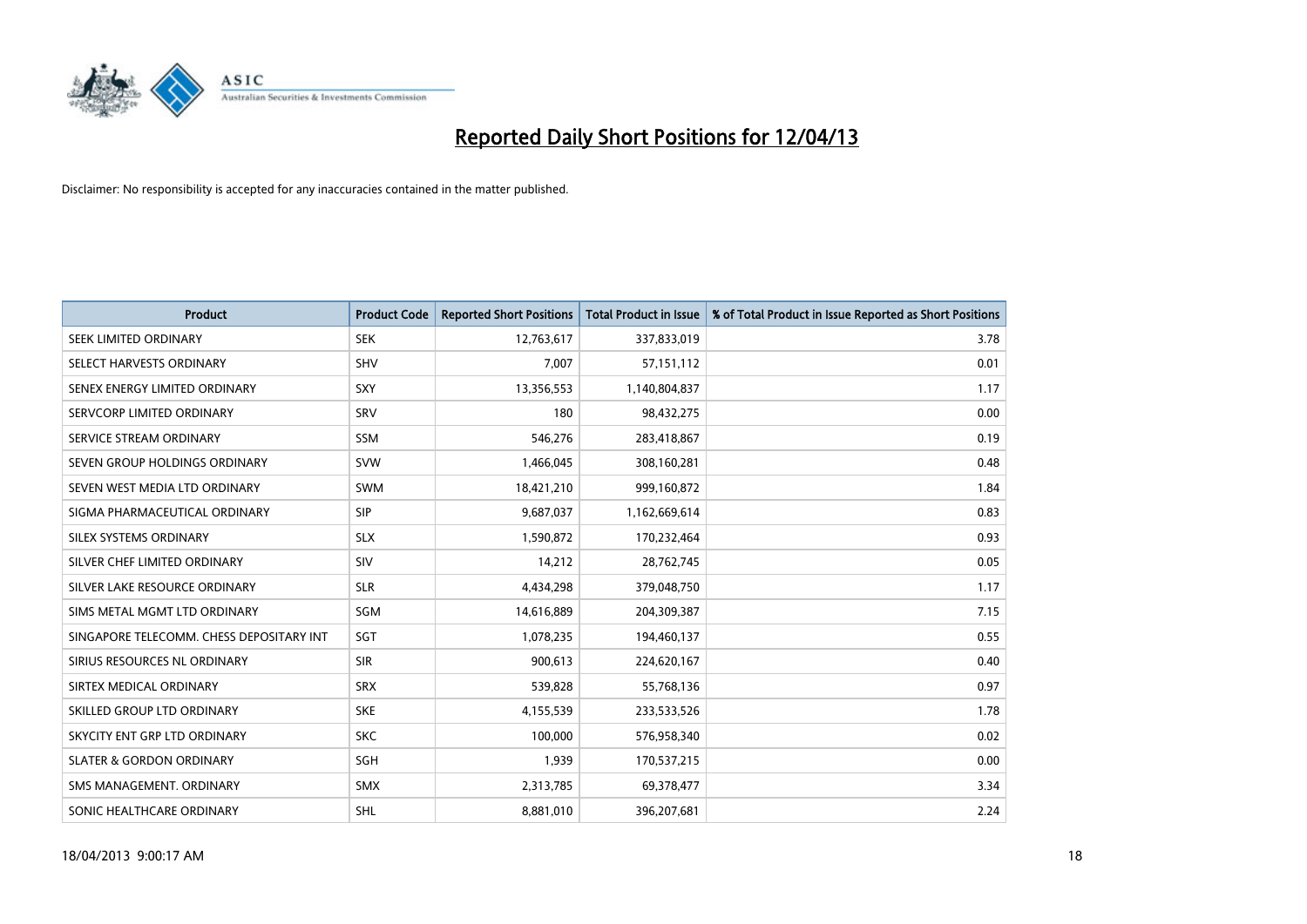# Reported Daily Short Positions for 12/04/13

Disclaimer: No responsibility is accepted for any inaccuracies contained in the matter published.

| Product | Product Code | Reported Short Positions | Total Product in Issue | % of Total Product in Issue Reported as Short Positions |
|---|---|---|---|---|
| SEEK LIMITED ORDINARY | SEK | 12,763,617 | 337,833,019 | 3.78 |
| SELECT HARVESTS ORDINARY | SHV | 7,007 | 57,151,112 | 0.01 |
| SENEX ENERGY LIMITED ORDINARY | SXY | 13,356,553 | 1,140,804,837 | 1.17 |
| SERVCORP LIMITED ORDINARY | SRV | 180 | 98,432,275 | 0.00 |
| SERVICE STREAM ORDINARY | SSM | 546,276 | 283,418,867 | 0.19 |
| SEVEN GROUP HOLDINGS ORDINARY | SVW | 1,466,045 | 308,160,281 | 0.48 |
| SEVEN WEST MEDIA LTD ORDINARY | SWM | 18,421,210 | 999,160,872 | 1.84 |
| SIGMA PHARMACEUTICAL ORDINARY | SIP | 9,687,037 | 1,162,669,614 | 0.83 |
| SILEX SYSTEMS ORDINARY | SLX | 1,590,872 | 170,232,464 | 0.93 |
| SILVER CHEF LIMITED ORDINARY | SIV | 14,212 | 28,762,745 | 0.05 |
| SILVER LAKE RESOURCE ORDINARY | SLR | 4,434,298 | 379,048,750 | 1.17 |
| SIMS METAL MGMT LTD ORDINARY | SGM | 14,616,889 | 204,309,387 | 7.15 |
| SINGAPORE TELECOMM. CHESS DEPOSITARY INT | SGT | 1,078,235 | 194,460,137 | 0.55 |
| SIRIUS RESOURCES NL ORDINARY | SIR | 900,613 | 224,620,167 | 0.40 |
| SIRTEX MEDICAL ORDINARY | SRX | 539,828 | 55,768,136 | 0.97 |
| SKILLED GROUP LTD ORDINARY | SKE | 4,155,539 | 233,533,526 | 1.78 |
| SKYCITY ENT GRP LTD ORDINARY | SKC | 100,000 | 576,958,340 | 0.02 |
| SLATER & GORDON ORDINARY | SGH | 1,939 | 170,537,215 | 0.00 |
| SMS MANAGEMENT. ORDINARY | SMX | 2,313,785 | 69,378,477 | 3.34 |
| SONIC HEALTHCARE ORDINARY | SHL | 8,881,010 | 396,207,681 | 2.24 |

18/04/2013 9:00:17 AM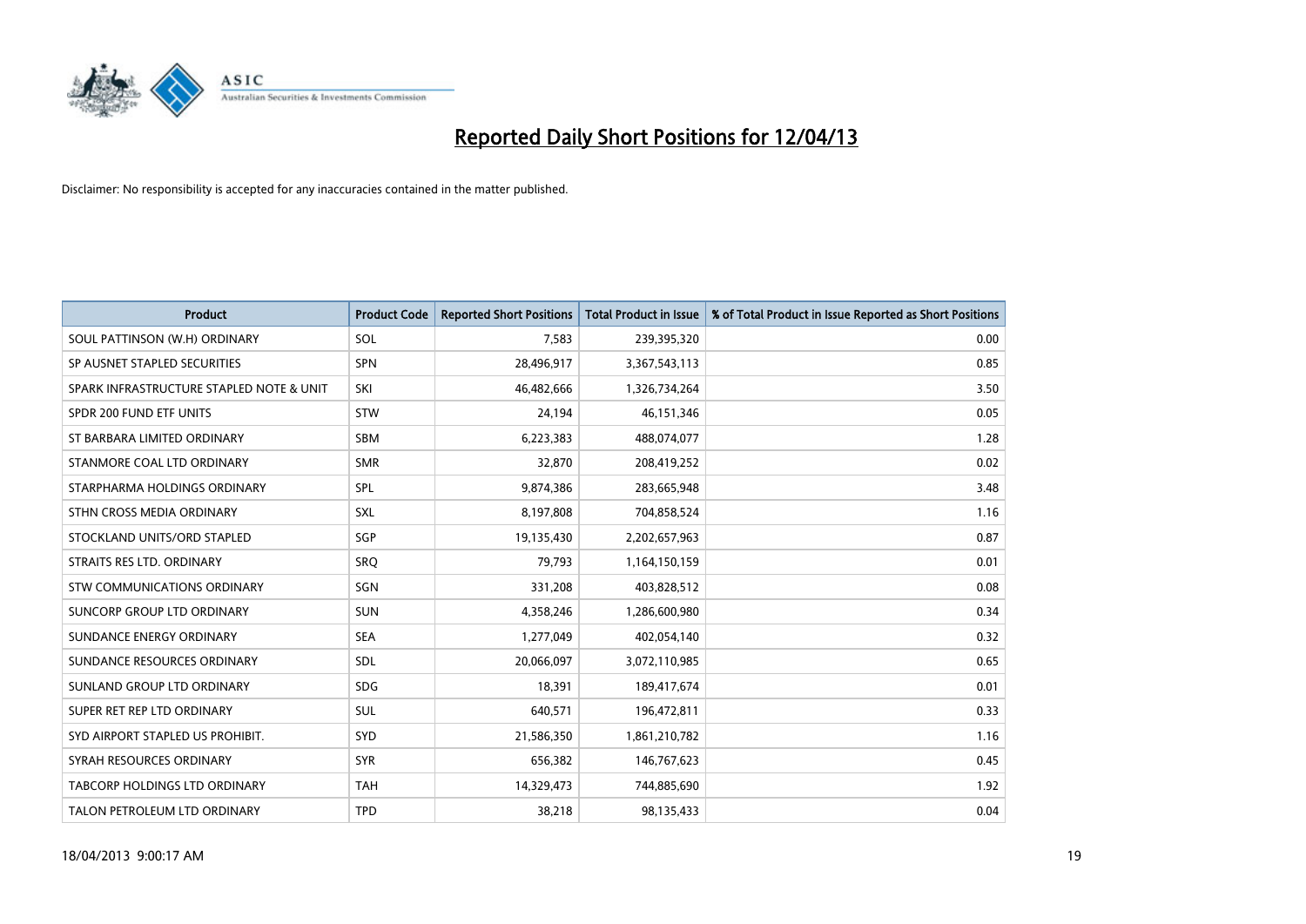# Reported Daily Short Positions for 12/04/13

Disclaimer: No responsibility is accepted for any inaccuracies contained in the matter published.

| Product | Product Code | Reported Short Positions | Total Product in Issue | % of Total Product in Issue Reported as Short Positions |
|---|---|---|---|---|
| SOUL PATTINSON (W.H) ORDINARY | SOL | 7,583 | 239,395,320 | 0.00 |
| SP AUSNET STAPLED SECURITIES | SPN | 28,496,917 | 3,367,543,113 | 0.85 |
| SPARK INFRASTRUCTURE STAPLED NOTE & UNIT | SKI | 46,482,666 | 1,326,734,264 | 3.50 |
| SPDR 200 FUND ETF UNITS | STW | 24,194 | 46,151,346 | 0.05 |
| ST BARBARA LIMITED ORDINARY | SBM | 6,223,383 | 488,074,077 | 1.28 |
| STANMORE COAL LTD ORDINARY | SMR | 32,870 | 208,419,252 | 0.02 |
| STARPHARMA HOLDINGS ORDINARY | SPL | 9,874,386 | 283,665,948 | 3.48 |
| STHN CROSS MEDIA ORDINARY | SXL | 8,197,808 | 704,858,524 | 1.16 |
| STOCKLAND UNITS/ORD STAPLED | SGP | 19,135,430 | 2,202,657,963 | 0.87 |
| STRAITS RES LTD. ORDINARY | SRQ | 79,793 | 1,164,150,159 | 0.01 |
| STW COMMUNICATIONS ORDINARY | SGN | 331,208 | 403,828,512 | 0.08 |
| SUNCORP GROUP LTD ORDINARY | SUN | 4,358,246 | 1,286,600,980 | 0.34 |
| SUNDANCE ENERGY ORDINARY | SEA | 1,277,049 | 402,054,140 | 0.32 |
| SUNDANCE RESOURCES ORDINARY | SDL | 20,066,097 | 3,072,110,985 | 0.65 |
| SUNLAND GROUP LTD ORDINARY | SDG | 18,391 | 189,417,674 | 0.01 |
| SUPER RET REP LTD ORDINARY | SUL | 640,571 | 196,472,811 | 0.33 |
| SYD AIRPORT STAPLED US PROHIBIT. | SYD | 21,586,350 | 1,861,210,782 | 1.16 |
| SYRAH RESOURCES ORDINARY | SYR | 656,382 | 146,767,623 | 0.45 |
| TABCORP HOLDINGS LTD ORDINARY | TAH | 14,329,473 | 744,885,690 | 1.92 |
| TALON PETROLEUM LTD ORDINARY | TPD | 38,218 | 98,135,433 | 0.04 |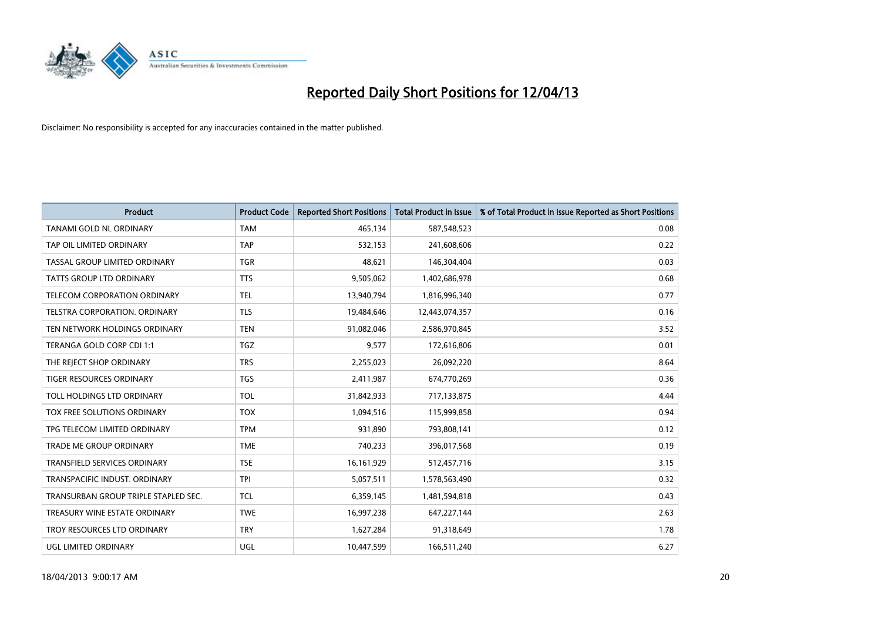# Reported Daily Short Positions for 12/04/13

Disclaimer: No responsibility is accepted for any inaccuracies contained in the matter published.

| Product | Product Code | Reported Short Positions | Total Product in Issue | % of Total Product in Issue Reported as Short Positions |
|---|---|---|---|---|
| TANAMI GOLD NL ORDINARY | TAM | 465,134 | 587,548,523 | 0.08 |
| TAP OIL LIMITED ORDINARY | TAP | 532,153 | 241,608,606 | 0.22 |
| TASSAL GROUP LIMITED ORDINARY | TGR | 48,621 | 146,304,404 | 0.03 |
| TATTS GROUP LTD ORDINARY | TTS | 9,505,062 | 1,402,686,978 | 0.68 |
| TELECOM CORPORATION ORDINARY | TEL | 13,940,794 | 1,816,996,340 | 0.77 |
| TELSTRA CORPORATION. ORDINARY | TLS | 19,484,646 | 12,443,074,357 | 0.16 |
| TEN NETWORK HOLDINGS ORDINARY | TEN | 91,082,046 | 2,586,970,845 | 3.52 |
| TERANGA GOLD CORP CDI 1:1 | TGZ | 9,577 | 172,616,806 | 0.01 |
| THE REJECT SHOP ORDINARY | TRS | 2,255,023 | 26,092,220 | 8.64 |
| TIGER RESOURCES ORDINARY | TGS | 2,411,987 | 674,770,269 | 0.36 |
| TOLL HOLDINGS LTD ORDINARY | TOL | 31,842,933 | 717,133,875 | 4.44 |
| TOX FREE SOLUTIONS ORDINARY | TOX | 1,094,516 | 115,999,858 | 0.94 |
| TPG TELECOM LIMITED ORDINARY | TPM | 931,890 | 793,808,141 | 0.12 |
| TRADE ME GROUP ORDINARY | TME | 740,233 | 396,017,568 | 0.19 |
| TRANSFIELD SERVICES ORDINARY | TSE | 16,161,929 | 512,457,716 | 3.15 |
| TRANSPACIFIC INDUST. ORDINARY | TPI | 5,057,511 | 1,578,563,490 | 0.32 |
| TRANSURBAN GROUP TRIPLE STAPLED SEC. | TCL | 6,359,145 | 1,481,594,818 | 0.43 |
| TREASURY WINE ESTATE ORDINARY | TWE | 16,997,238 | 647,227,144 | 2.63 |
| TROY RESOURCES LTD ORDINARY | TRY | 1,627,284 | 91,318,649 | 1.78 |
| UGL LIMITED ORDINARY | UGL | 10,447,599 | 166,511,240 | 6.27 |

18/04/2013 9:00:17 AM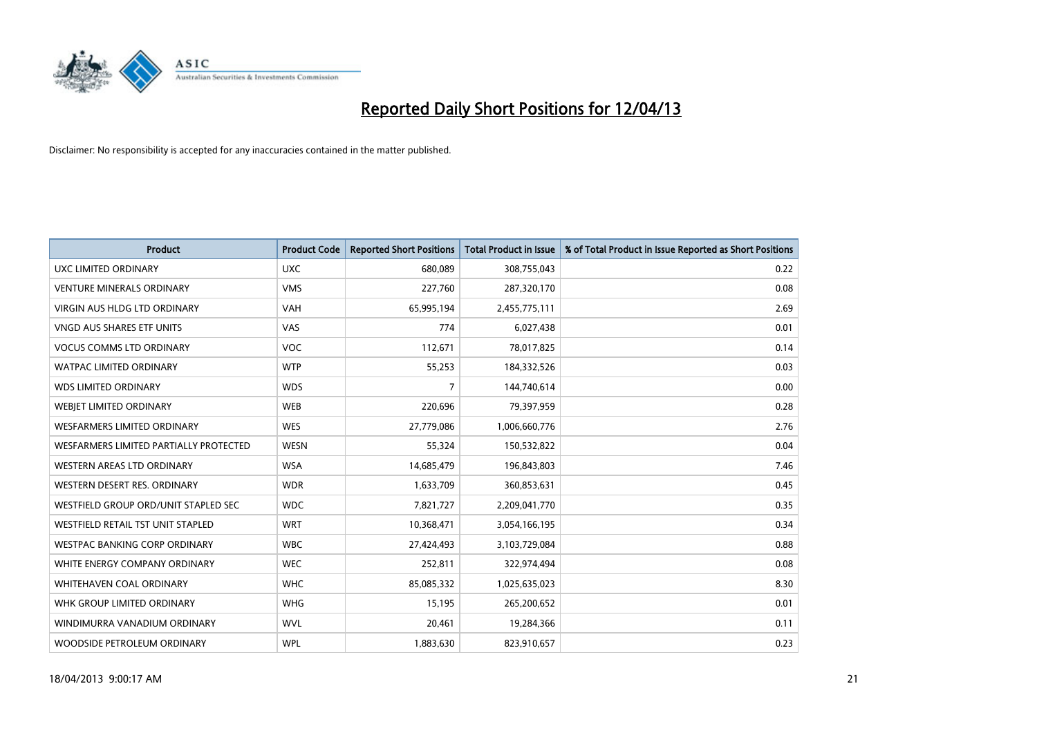# Reported Daily Short Positions for 12/04/13

Disclaimer: No responsibility is accepted for any inaccuracies contained in the matter published.

| Product | Product Code | Reported Short Positions | Total Product in Issue | % of Total Product in Issue Reported as Short Positions |
|---|---|---|---|---|
| UXC LIMITED ORDINARY | UXC | 680,089 | 308,755,043 | 0.22 |
| VENTURE MINERALS ORDINARY | VMS | 227,760 | 287,320,170 | 0.08 |
| VIRGIN AUS HLDG LTD ORDINARY | VAH | 65,995,194 | 2,455,775,111 | 2.69 |
| VNGD AUS SHARES ETF UNITS | VAS | 774 | 6,027,438 | 0.01 |
| VOCUS COMMS LTD ORDINARY | VOC | 112,671 | 78,017,825 | 0.14 |
| WATPAC LIMITED ORDINARY | WTP | 55,253 | 184,332,526 | 0.03 |
| WDS LIMITED ORDINARY | WDS | 7 | 144,740,614 | 0.00 |
| WEBJET LIMITED ORDINARY | WEB | 220,696 | 79,397,959 | 0.28 |
| WESFARMERS LIMITED ORDINARY | WES | 27,779,086 | 1,006,660,776 | 2.76 |
| WESFARMERS LIMITED PARTIALLY PROTECTED | WESN | 55,324 | 150,532,822 | 0.04 |
| WESTERN AREAS LTD ORDINARY | WSA | 14,685,479 | 196,843,803 | 7.46 |
| WESTERN DESERT RES. ORDINARY | WDR | 1,633,709 | 360,853,631 | 0.45 |
| WESTFIELD GROUP ORD/UNIT STAPLED SEC | WDC | 7,821,727 | 2,209,041,770 | 0.35 |
| WESTFIELD RETAIL TST UNIT STAPLED | WRT | 10,368,471 | 3,054,166,195 | 0.34 |
| WESTPAC BANKING CORP ORDINARY | WBC | 27,424,493 | 3,103,729,084 | 0.88 |
| WHITE ENERGY COMPANY ORDINARY | WEC | 252,811 | 322,974,494 | 0.08 |
| WHITEHAVEN COAL ORDINARY | WHC | 85,085,332 | 1,025,635,023 | 8.30 |
| WHK GROUP LIMITED ORDINARY | WHG | 15,195 | 265,200,652 | 0.01 |
| WINDIMURRA VANADIUM ORDINARY | WVL | 20,461 | 19,284,366 | 0.11 |
| WOODSIDE PETROLEUM ORDINARY | WPL | 1,883,630 | 823,910,657 | 0.23 |

18/04/2013 9:00:17 AM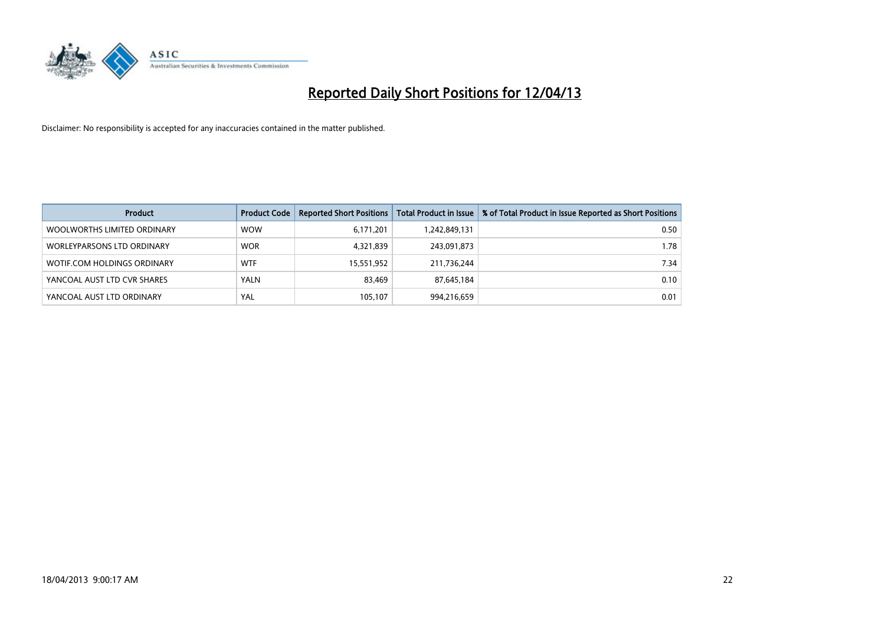# Reported Daily Short Positions for 12/04/13

Disclaimer: No responsibility is accepted for any inaccuracies contained in the matter published.

| Product | Product Code | Reported Short Positions | Total Product in Issue | % of Total Product in Issue Reported as Short Positions |
|---|---|---|---|---|
| WOOLWORTHS LIMITED ORDINARY | WOW | 6,171,201 | 1,242,849,131 | 0.50 |
| WORLEYPARSONS LTD ORDINARY | WOR | 4,321,839 | 243,091,873 | 1.78 |
| WOTIF.COM HOLDINGS ORDINARY | WTF | 15,551,952 | 211,736,244 | 7.34 |
| YANCOAL AUST LTD CVR SHARES | YALN | 83,469 | 87,645,184 | 0.10 |
| YANCOAL AUST LTD ORDINARY | YAL | 105,107 | 994,216,659 | 0.01 |

18/04/2013 9:00:17 AM